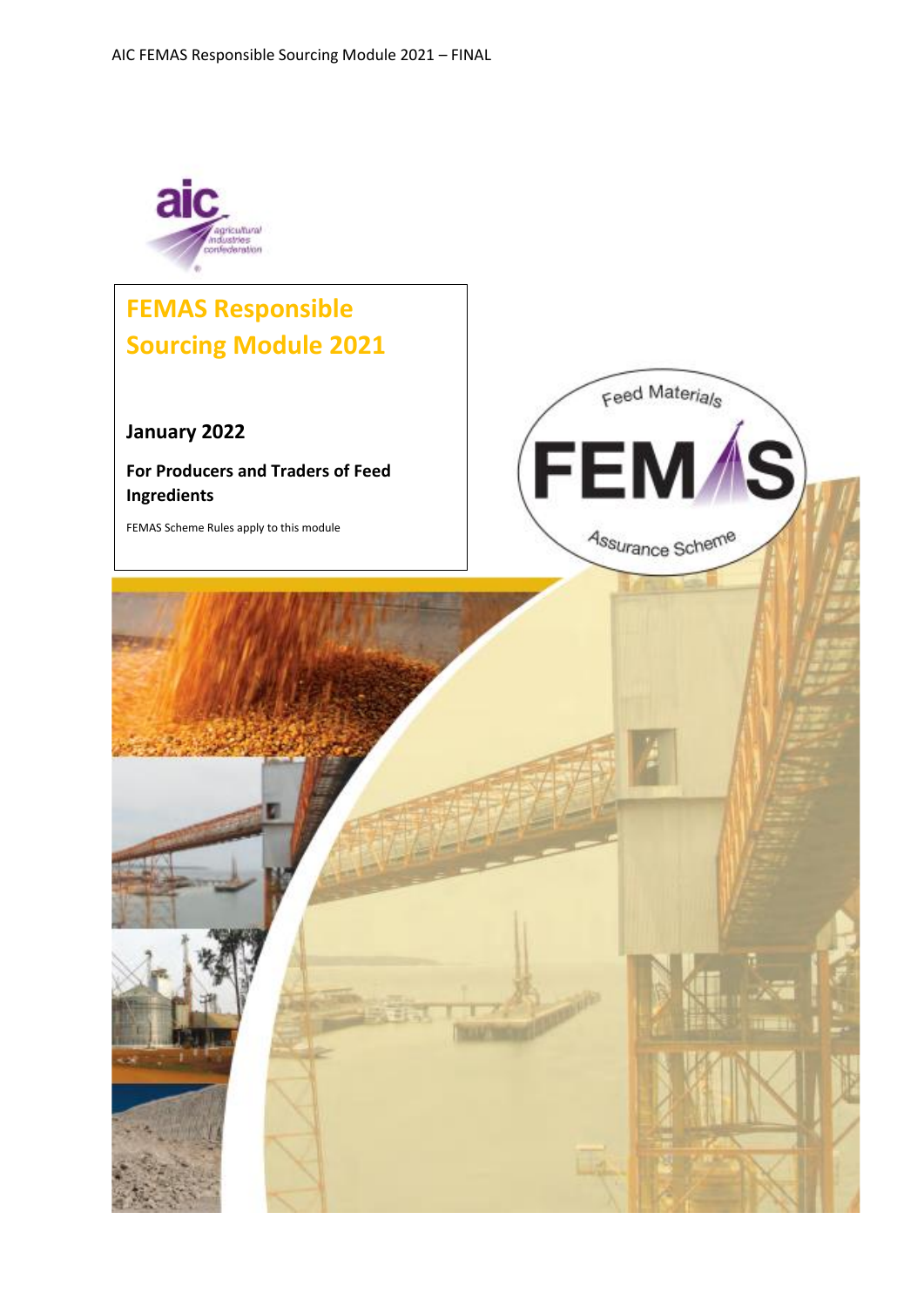# FEMAS Responsible Sourcing Module 2021

**January 2022**

**For Producers and Traders of Feed Ingredients**

FEMAS Scheme Rules apply to this module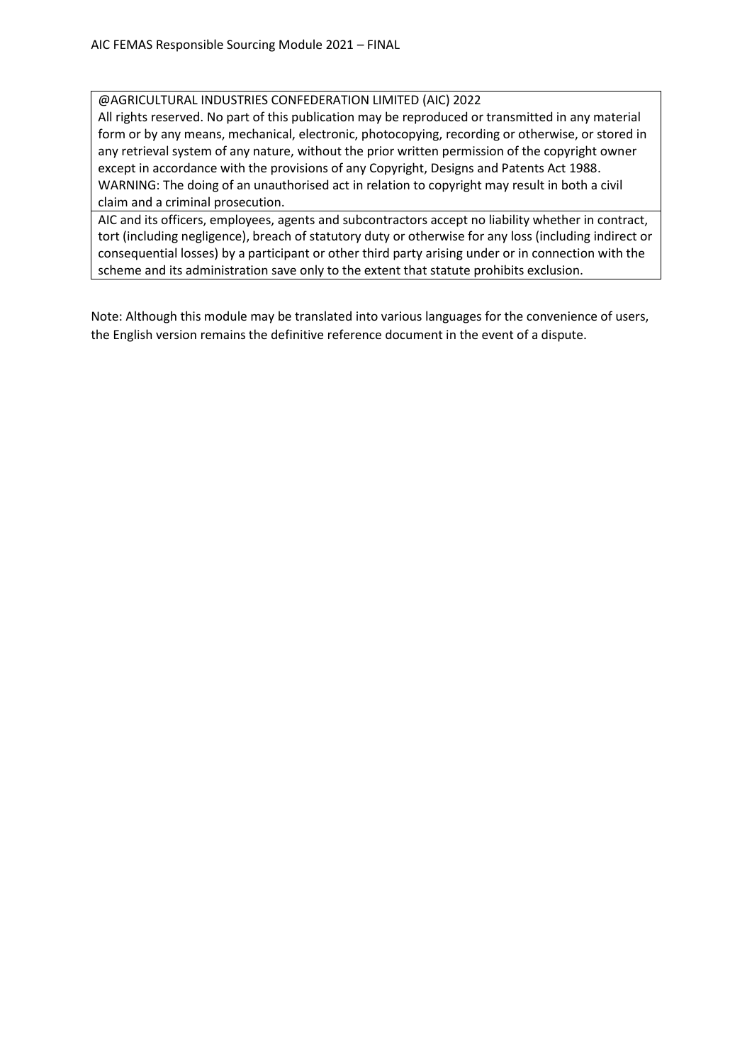| @AGRICULTURAL INDUSTRIES CONFEDERATION LIMITED (AIC) 2022 All rights reserved. No part of this publication may be reproduced or transmitted in any material form or by any means, mechanical, electronic, photocopying, recording or otherwise, or stored in any retrieval system of any nature, without the prior written permission of the copyright owner except in accordance with the provisions of any Copyright, Designs and Patents Act 1988. WARNING: The doing of an unauthorised act in relation to copyright may result in both a civil claim and a criminal prosecution. |
|---|
| AIC and its officers, employees, agents and subcontractors accept no liability whether in contract, tort (including negligence), breach of statutory duty or otherwise for any loss (including indirect or consequential losses) by a participant or other third party arising under or in connection with the scheme and its administration save only to the extent that statute prohibits exclusion. |

Note: Although this module may be translated into various languages for the convenience of users, the English version remains the definitive reference document in the event of a dispute.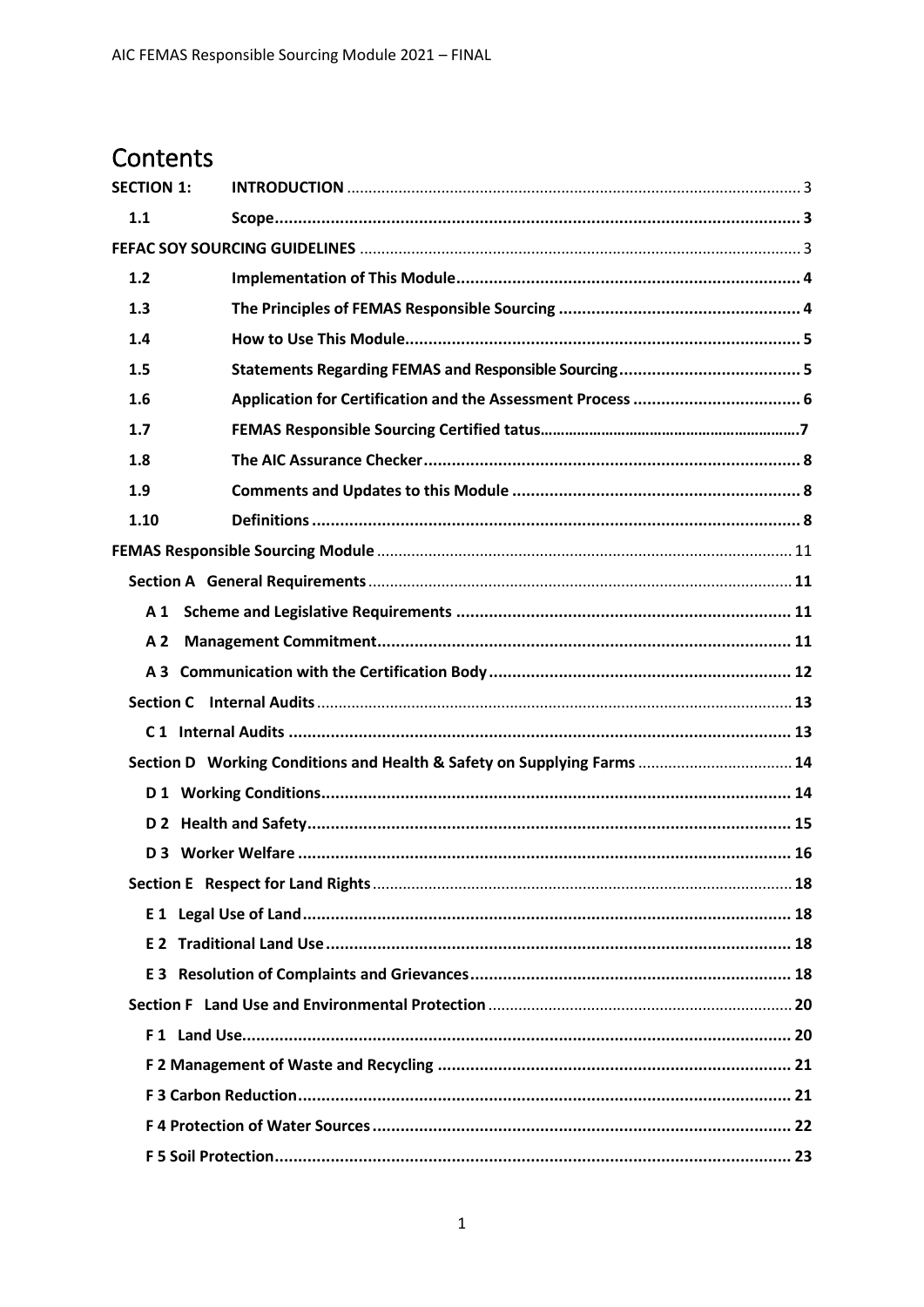# Contents

| | | |
|---|---|---|
| **SECTION 1:** | **INTRODUCTION** | 3 |
| **1.1** | **Scope** | **3** |
| **FEFAC SOY SOURCING GUIDELINES** | | 3 |
| **1.2** | **Implementation of This Module** | **4** |
| **1.3** | **The Principles of FEMAS Responsible Sourcing** | **4** |
| **1.4** | **How to Use This Module** | **5** |
| **1.5** | **Statements Regarding FEMAS and Responsible Sourcing** | **5** |
| **1.6** | **Application for Certification and the Assessment Process** | **6** |
| **1.7** | **FEMAS Responsible Sourcing Certified tatus** | **7** |
| **1.8** | **The AIC Assurance Checker** | **8** |
| **1.9** | **Comments and Updates to this Module** | **8** |
| **1.10** | **Definitions** | **8** |

**FEMAS Responsible Sourcing Module** ........ 11

- **Section A General Requirements** ........ 11
  - **A 1 Scheme and Legislative Requirements** ........ **11**
  - **A 2 Management Commitment** ........ **11**
  - **A 3 Communication with the Certification Body** ........ **12**
- **Section C Internal Audits** ........ 13
  - **C 1 Internal Audits** ........ **13**
- **Section D Working Conditions and Health & Safety on Supplying Farms** ........ 14
  - **D 1 Working Conditions** ........ **14**
  - **D 2 Health and Safety** ........ **15**
  - **D 3 Worker Welfare** ........ **16**
- **Section E Respect for Land Rights** ........ 18
  - **E 1 Legal Use of Land** ........ **18**
  - **E 2 Traditional Land Use** ........ **18**
  - **E 3 Resolution of Complaints and Grievances** ........ **18**
- **Section F Land Use and Environmental Protection** ........ 20
  - **F 1 Land Use** ........ **20**
  - **F 2 Management of Waste and Recycling** ........ **21**
  - **F 3 Carbon Reduction** ........ **21**
  - **F 4 Protection of Water Sources** ........ **22**
  - **F 5 Soil Protection** ........ **23**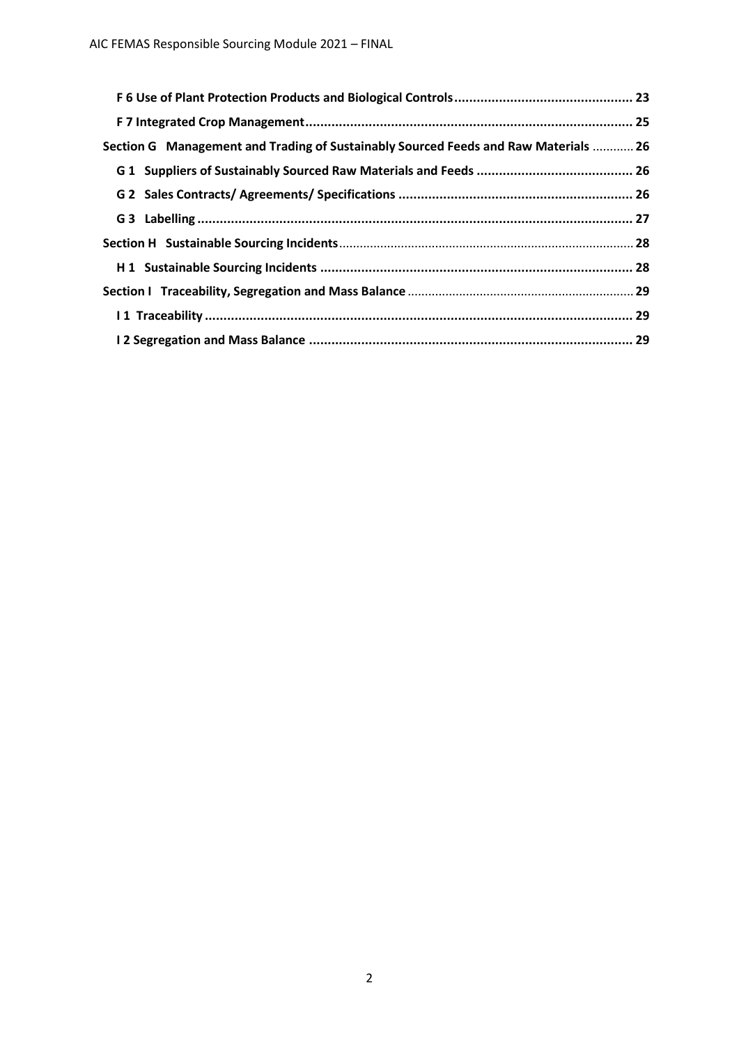F 6 Use of Plant Protection Products and Biological Controls ........ 23

F 7 Integrated Crop Management ........ 25

Section G Management and Trading of Sustainably Sourced Feeds and Raw Materials ........ 26

G 1 Suppliers of Sustainably Sourced Raw Materials and Feeds ........ 26

G 2 Sales Contracts/ Agreements/ Specifications ........ 26

G 3 Labelling ........ 27

Section H Sustainable Sourcing Incidents ........ 28

H 1 Sustainable Sourcing Incidents ........ 28

Section I Traceability, Segregation and Mass Balance ........ 29

I 1 Traceability ........ 29

I 2 Segregation and Mass Balance ........ 29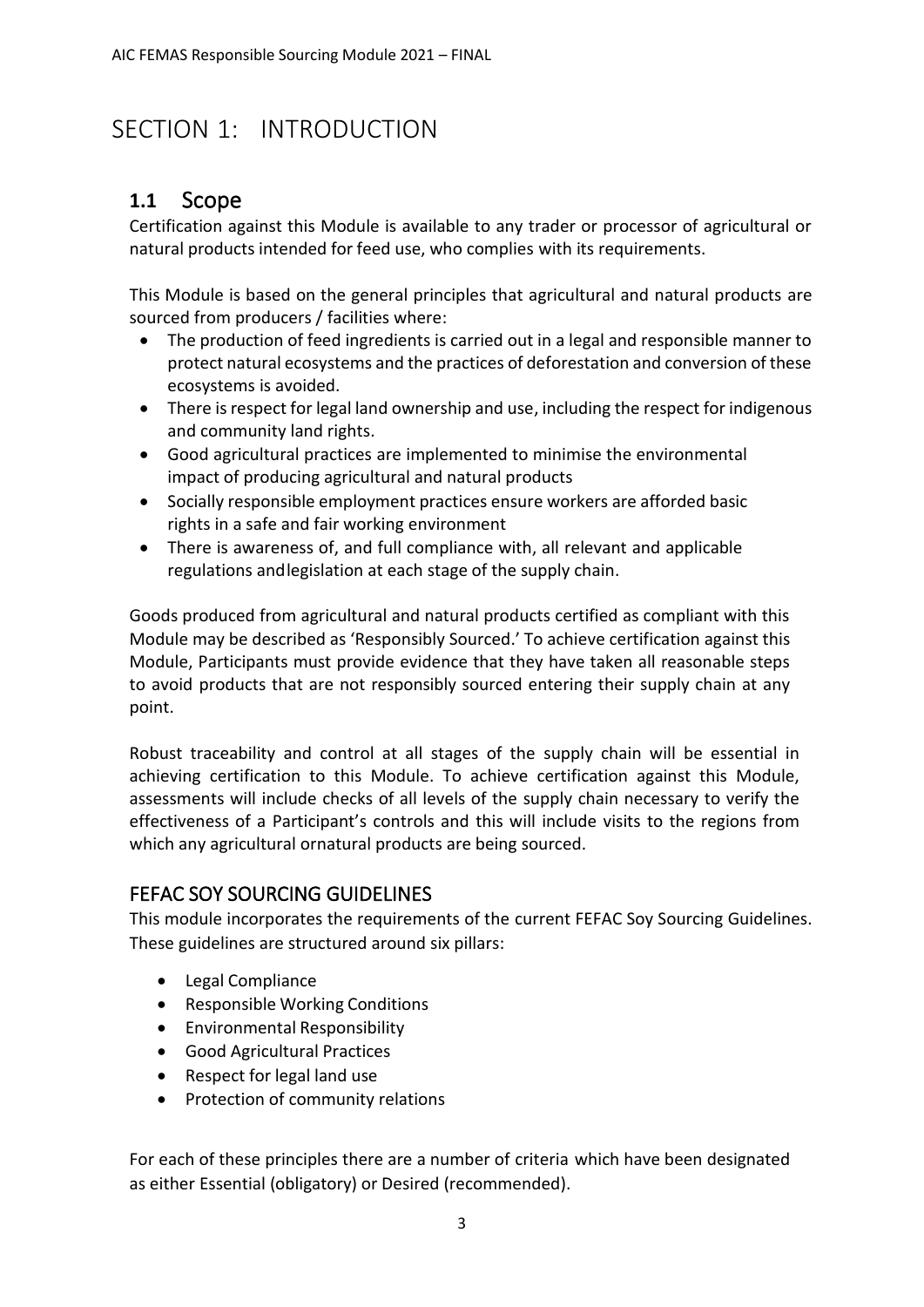# SECTION 1: INTRODUCTION

## 1.1 Scope

Certification against this Module is available to any trader or processor of agricultural or natural products intended for feed use, who complies with its requirements.

This Module is based on the general principles that agricultural and natural products are sourced from producers / facilities where:

- The production of feed ingredients is carried out in a legal and responsible manner to protect natural ecosystems and the practices of deforestation and conversion of these ecosystems is avoided.
- There is respect for legal land ownership and use, including the respect for indigenous and community land rights.
- Good agricultural practices are implemented to minimise the environmental impact of producing agricultural and natural products
- Socially responsible employment practices ensure workers are afforded basic rights in a safe and fair working environment
- There is awareness of, and full compliance with, all relevant and applicable regulations andlegislation at each stage of the supply chain.

Goods produced from agricultural and natural products certified as compliant with this Module may be described as 'Responsibly Sourced.' To achieve certification against this Module, Participants must provide evidence that they have taken all reasonable steps to avoid products that are not responsibly sourced entering their supply chain at any point.

Robust traceability and control at all stages of the supply chain will be essential in achieving certification to this Module. To achieve certification against this Module, assessments will include checks of all levels of the supply chain necessary to verify the effectiveness of a Participant's controls and this will include visits to the regions from which any agricultural ornatural products are being sourced.

### FEFAC SOY SOURCING GUIDELINES

This module incorporates the requirements of the current FEFAC Soy Sourcing Guidelines. These guidelines are structured around six pillars:

- Legal Compliance
- Responsible Working Conditions
- Environmental Responsibility
- Good Agricultural Practices
- Respect for legal land use
- Protection of community relations

For each of these principles there are a number of criteria which have been designated as either Essential (obligatory) or Desired (recommended).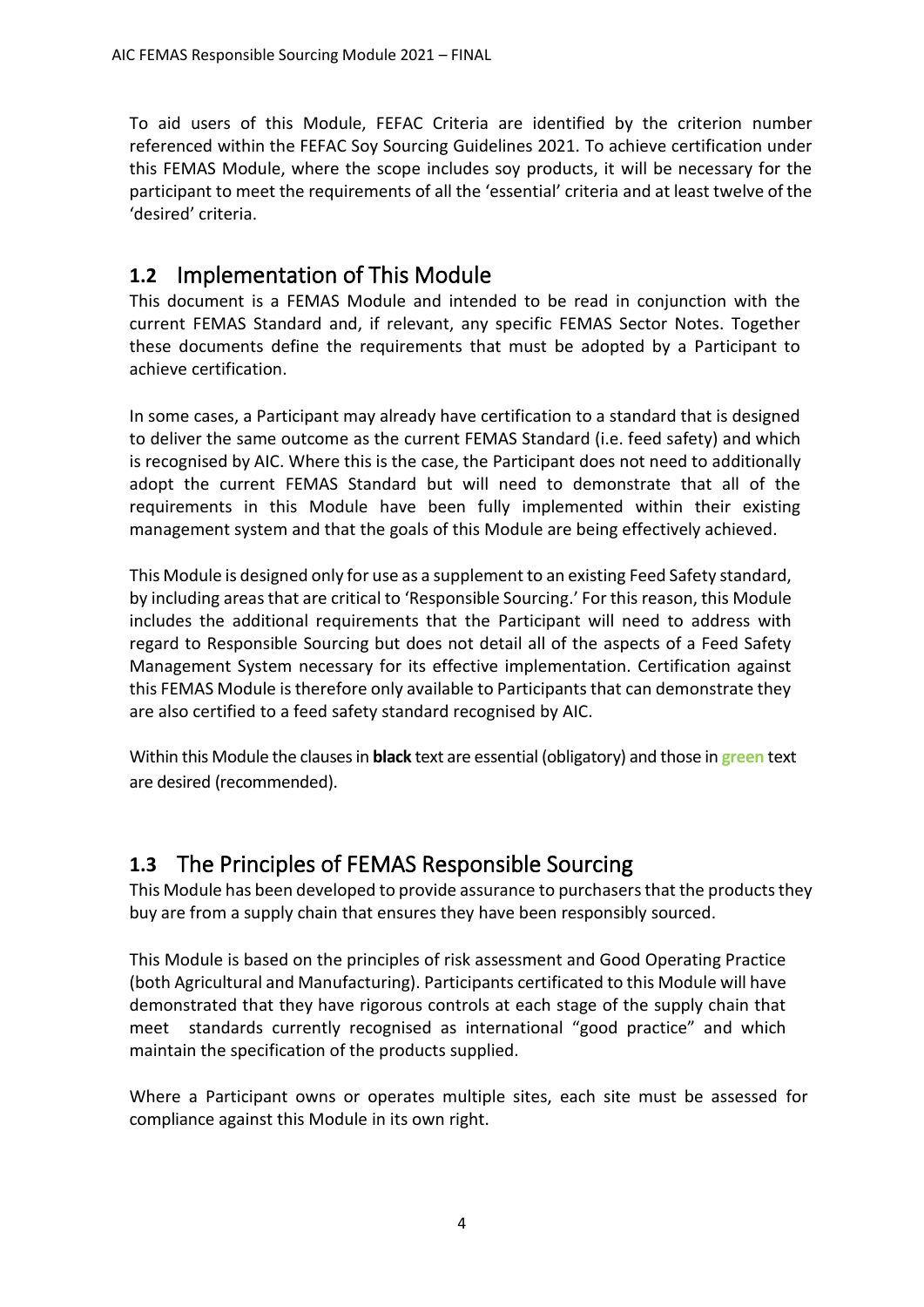To aid users of this Module, FEFAC Criteria are identified by the criterion number referenced within the FEFAC Soy Sourcing Guidelines 2021. To achieve certification under this FEMAS Module, where the scope includes soy products, it will be necessary for the participant to meet the requirements of all the 'essential' criteria and at least twelve of the 'desired' criteria.

## 1.2 Implementation of This Module

This document is a FEMAS Module and intended to be read in conjunction with the current FEMAS Standard and, if relevant, any specific FEMAS Sector Notes. Together these documents define the requirements that must be adopted by a Participant to achieve certification.

In some cases, a Participant may already have certification to a standard that is designed to deliver the same outcome as the current FEMAS Standard (i.e. feed safety) and which is recognised by AIC. Where this is the case, the Participant does not need to additionally adopt the current FEMAS Standard but will need to demonstrate that all of the requirements in this Module have been fully implemented within their existing management system and that the goals of this Module are being effectively achieved.

This Module is designed only for use as a supplement to an existing Feed Safety standard, by including areas that are critical to 'Responsible Sourcing.' For this reason, this Module includes the additional requirements that the Participant will need to address with regard to Responsible Sourcing but does not detail all of the aspects of a Feed Safety Management System necessary for its effective implementation. Certification against this FEMAS Module is therefore only available to Participants that can demonstrate they are also certified to a feed safety standard recognised by AIC.

Within this Module the clauses in **black** text are essential (obligatory) and those in **green** text are desired (recommended).

## 1.3 The Principles of FEMAS Responsible Sourcing

This Module has been developed to provide assurance to purchasers that the products they buy are from a supply chain that ensures they have been responsibly sourced.

This Module is based on the principles of risk assessment and Good Operating Practice (both Agricultural and Manufacturing). Participants certificated to this Module will have demonstrated that they have rigorous controls at each stage of the supply chain that meet standards currently recognised as international "good practice" and which maintain the specification of the products supplied.

Where a Participant owns or operates multiple sites, each site must be assessed for compliance against this Module in its own right.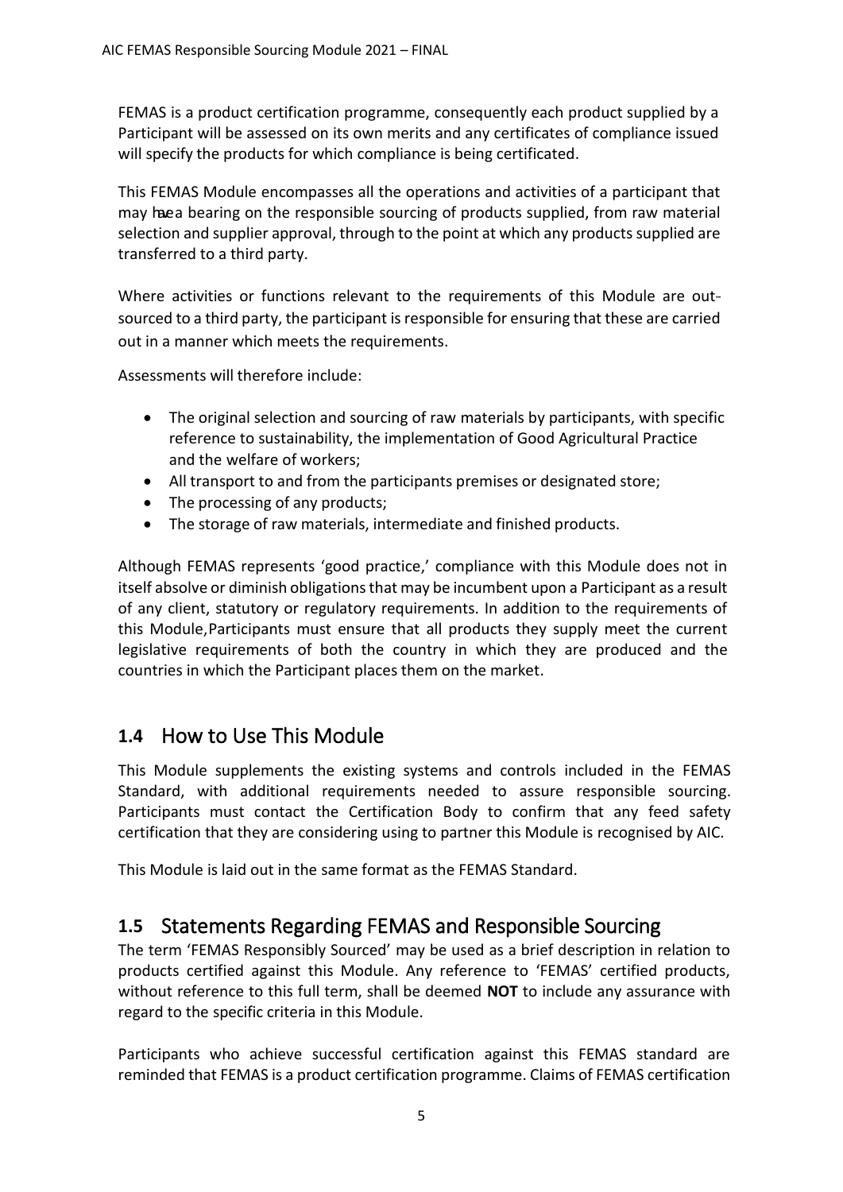FEMAS is a product certification programme, consequently each product supplied by a Participant will be assessed on its own merits and any certificates of compliance issued will specify the products for which compliance is being certificated.

This FEMAS Module encompasses all the operations and activities of a participant that may have a bearing on the responsible sourcing of products supplied, from raw material selection and supplier approval, through to the point at which any products supplied are transferred to a third party.

Where activities or functions relevant to the requirements of this Module are outsourced to a third party, the participant is responsible for ensuring that these are carried out in a manner which meets the requirements.

Assessments will therefore include:

- The original selection and sourcing of raw materials by participants, with specific reference to sustainability, the implementation of Good Agricultural Practice and the welfare of workers;
- All transport to and from the participants premises or designated store;
- The processing of any products;
- The storage of raw materials, intermediate and finished products.

Although FEMAS represents 'good practice,' compliance with this Module does not in itself absolve or diminish obligations that may be incumbent upon a Participant as a result of any client, statutory or regulatory requirements. In addition to the requirements of this Module,Participants must ensure that all products they supply meet the current legislative requirements of both the country in which they are produced and the countries in which the Participant places them on the market.

## 1.4 How to Use This Module

This Module supplements the existing systems and controls included in the FEMAS Standard, with additional requirements needed to assure responsible sourcing. Participants must contact the Certification Body to confirm that any feed safety certification that they are considering using to partner this Module is recognised by AIC.

This Module is laid out in the same format as the FEMAS Standard.

## 1.5 Statements Regarding FEMAS and Responsible Sourcing

The term 'FEMAS Responsibly Sourced' may be used as a brief description in relation to products certified against this Module. Any reference to 'FEMAS' certified products, without reference to this full term, shall be deemed **NOT** to include any assurance with regard to the specific criteria in this Module.

Participants who achieve successful certification against this FEMAS standard are reminded that FEMAS is a product certification programme. Claims of FEMAS certification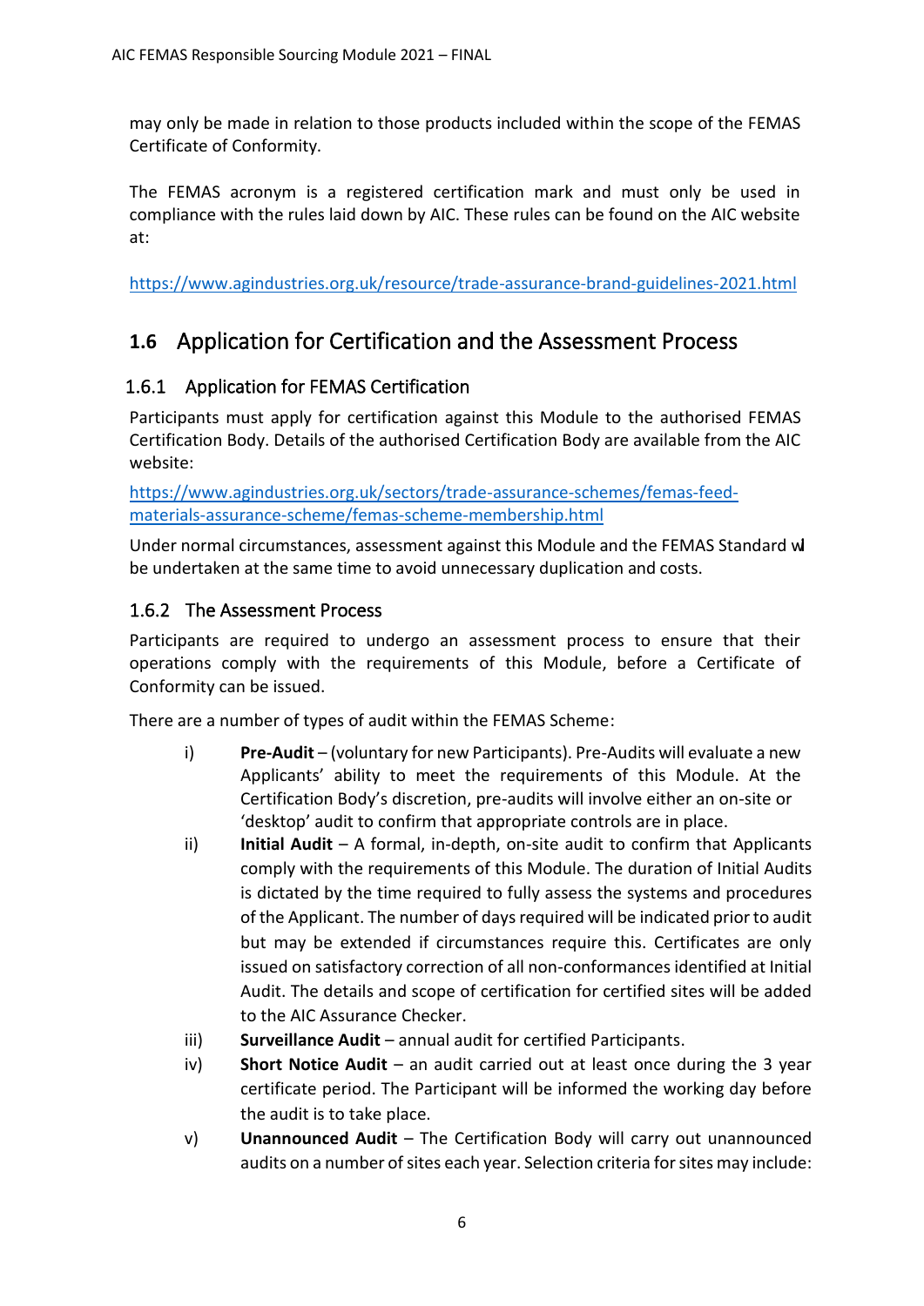may only be made in relation to those products included within the scope of the FEMAS Certificate of Conformity.

The FEMAS acronym is a registered certification mark and must only be used in compliance with the rules laid down by AIC. These rules can be found on the AIC website at:

https://www.agindustries.org.uk/resource/trade-assurance-brand-guidelines-2021.html

## 1.6 Application for Certification and the Assessment Process

### 1.6.1 Application for FEMAS Certification

Participants must apply for certification against this Module to the authorised FEMAS Certification Body. Details of the authorised Certification Body are available from the AIC website:

https://www.agindustries.org.uk/sectors/trade-assurance-schemes/femas-feed-materials-assurance-scheme/femas-scheme-membership.html

Under normal circumstances, assessment against this Module and the FEMAS Standard wl be undertaken at the same time to avoid unnecessary duplication and costs.

### 1.6.2 The Assessment Process

Participants are required to undergo an assessment process to ensure that their operations comply with the requirements of this Module, before a Certificate of Conformity can be issued.

There are a number of types of audit within the FEMAS Scheme:

i) **Pre-Audit** – (voluntary for new Participants). Pre-Audits will evaluate a new Applicants' ability to meet the requirements of this Module. At the Certification Body's discretion, pre-audits will involve either an on-site or 'desktop' audit to confirm that appropriate controls are in place.

ii) **Initial Audit** – A formal, in-depth, on-site audit to confirm that Applicants comply with the requirements of this Module. The duration of Initial Audits is dictated by the time required to fully assess the systems and procedures of the Applicant. The number of days required will be indicated prior to audit but may be extended if circumstances require this. Certificates are only issued on satisfactory correction of all non-conformances identified at Initial Audit. The details and scope of certification for certified sites will be added to the AIC Assurance Checker.

iii) **Surveillance Audit** – annual audit for certified Participants.

iv) **Short Notice Audit** – an audit carried out at least once during the 3 year certificate period. The Participant will be informed the working day before the audit is to take place.

v) **Unannounced Audit** – The Certification Body will carry out unannounced audits on a number of sites each year. Selection criteria for sites may include: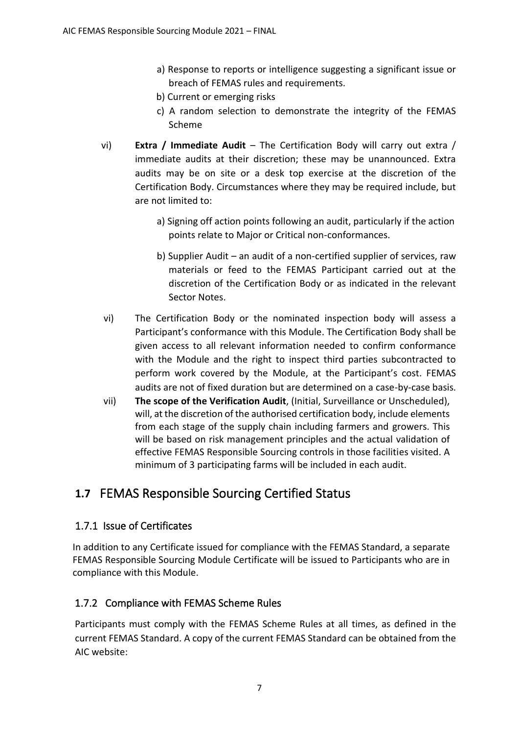a) Response to reports or intelligence suggesting a significant issue or breach of FEMAS rules and requirements.
b) Current or emerging risks
c) A random selection to demonstrate the integrity of the FEMAS Scheme

vi) **Extra / Immediate Audit** – The Certification Body will carry out extra / immediate audits at their discretion; these may be unannounced. Extra audits may be on site or a desk top exercise at the discretion of the Certification Body. Circumstances where they may be required include, but are not limited to:

a) Signing off action points following an audit, particularly if the action points relate to Major or Critical non-conformances.

b) Supplier Audit – an audit of a non-certified supplier of services, raw materials or feed to the FEMAS Participant carried out at the discretion of the Certification Body or as indicated in the relevant Sector Notes.

vi) The Certification Body or the nominated inspection body will assess a Participant's conformance with this Module. The Certification Body shall be given access to all relevant information needed to confirm conformance with the Module and the right to inspect third parties subcontracted to perform work covered by the Module, at the Participant's cost. FEMAS audits are not of fixed duration but are determined on a case-by-case basis.

vii) **The scope of the Verification Audit**, (Initial, Surveillance or Unscheduled), will, at the discretion of the authorised certification body, include elements from each stage of the supply chain including farmers and growers. This will be based on risk management principles and the actual validation of effective FEMAS Responsible Sourcing controls in those facilities visited. A minimum of 3 participating farms will be included in each audit.

## 1.7 FEMAS Responsible Sourcing Certified Status

### 1.7.1 Issue of Certificates

In addition to any Certificate issued for compliance with the FEMAS Standard, a separate FEMAS Responsible Sourcing Module Certificate will be issued to Participants who are in compliance with this Module.

### 1.7.2 Compliance with FEMAS Scheme Rules

Participants must comply with the FEMAS Scheme Rules at all times, as defined in the current FEMAS Standard. A copy of the current FEMAS Standard can be obtained from the AIC website: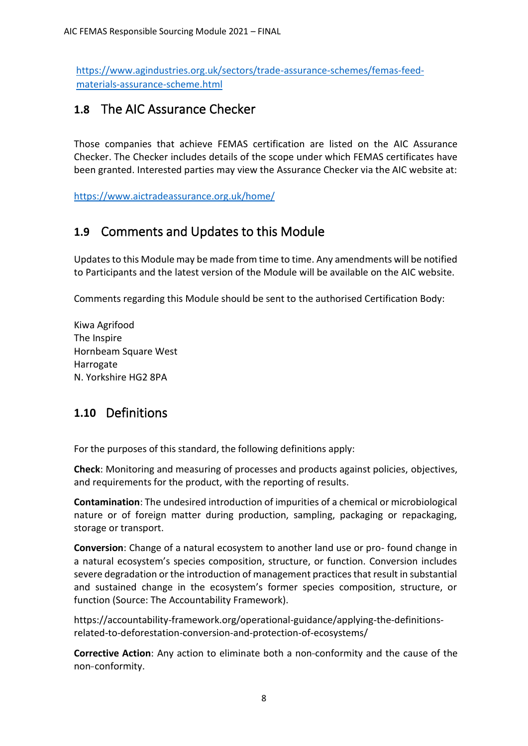https://www.agindustries.org.uk/sectors/trade-assurance-schemes/femas-feed-materials-assurance-scheme.html

## 1.8 The AIC Assurance Checker

Those companies that achieve FEMAS certification are listed on the AIC Assurance Checker. The Checker includes details of the scope under which FEMAS certificates have been granted. Interested parties may view the Assurance Checker via the AIC website at:

https://www.aictradeassurance.org.uk/home/

## 1.9 Comments and Updates to this Module

Updates to this Module may be made from time to time. Any amendments will be notified to Participants and the latest version of the Module will be available on the AIC website.

Comments regarding this Module should be sent to the authorised Certification Body:

Kiwa Agrifood
The Inspire
Hornbeam Square West
Harrogate
N. Yorkshire HG2 8PA

## 1.10 Definitions

For the purposes of this standard, the following definitions apply:

**Check**: Monitoring and measuring of processes and products against policies, objectives, and requirements for the product, with the reporting of results.

**Contamination**: The undesired introduction of impurities of a chemical or microbiological nature or of foreign matter during production, sampling, packaging or repackaging, storage or transport.

**Conversion**: Change of a natural ecosystem to another land use or pro- found change in a natural ecosystem's species composition, structure, or function. Conversion includes severe degradation or the introduction of management practices that result in substantial and sustained change in the ecosystem's former species composition, structure, or function (Source: The Accountability Framework).

https://accountability-framework.org/operational-guidance/applying-the-definitions-related-to-deforestation-conversion-and-protection-of-ecosystems/

**Corrective Action**: Any action to eliminate both a non-conformity and the cause of the non-conformity.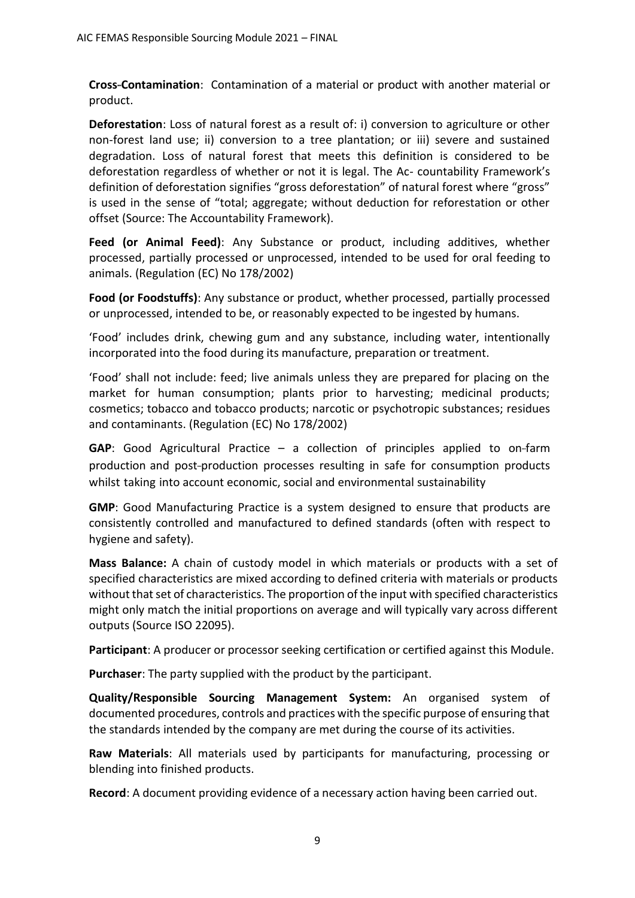**Cross-Contamination**: Contamination of a material or product with another material or product.

**Deforestation**: Loss of natural forest as a result of: i) conversion to agriculture or other non-forest land use; ii) conversion to a tree plantation; or iii) severe and sustained degradation. Loss of natural forest that meets this definition is considered to be deforestation regardless of whether or not it is legal. The Ac- countability Framework's definition of deforestation signifies "gross deforestation" of natural forest where "gross" is used in the sense of "total; aggregate; without deduction for reforestation or other offset (Source: The Accountability Framework).

**Feed (or Animal Feed)**: Any Substance or product, including additives, whether processed, partially processed or unprocessed, intended to be used for oral feeding to animals. (Regulation (EC) No 178/2002)

**Food (or Foodstuffs)**: Any substance or product, whether processed, partially processed or unprocessed, intended to be, or reasonably expected to be ingested by humans.

'Food' includes drink, chewing gum and any substance, including water, intentionally incorporated into the food during its manufacture, preparation or treatment.

'Food' shall not include: feed; live animals unless they are prepared for placing on the market for human consumption; plants prior to harvesting; medicinal products; cosmetics; tobacco and tobacco products; narcotic or psychotropic substances; residues and contaminants. (Regulation (EC) No 178/2002)

**GAP**: Good Agricultural Practice – a collection of principles applied to on-farm production and post-production processes resulting in safe for consumption products whilst taking into account economic, social and environmental sustainability

**GMP**: Good Manufacturing Practice is a system designed to ensure that products are consistently controlled and manufactured to defined standards (often with respect to hygiene and safety).

**Mass Balance:** A chain of custody model in which materials or products with a set of specified characteristics are mixed according to defined criteria with materials or products without that set of characteristics. The proportion of the input with specified characteristics might only match the initial proportions on average and will typically vary across different outputs (Source ISO 22095).

**Participant**: A producer or processor seeking certification or certified against this Module.

**Purchaser**: The party supplied with the product by the participant.

**Quality/Responsible Sourcing Management System:** An organised system of documented procedures, controls and practices with the specific purpose of ensuring that the standards intended by the company are met during the course of its activities.

**Raw Materials**: All materials used by participants for manufacturing, processing or blending into finished products.

**Record**: A document providing evidence of a necessary action having been carried out.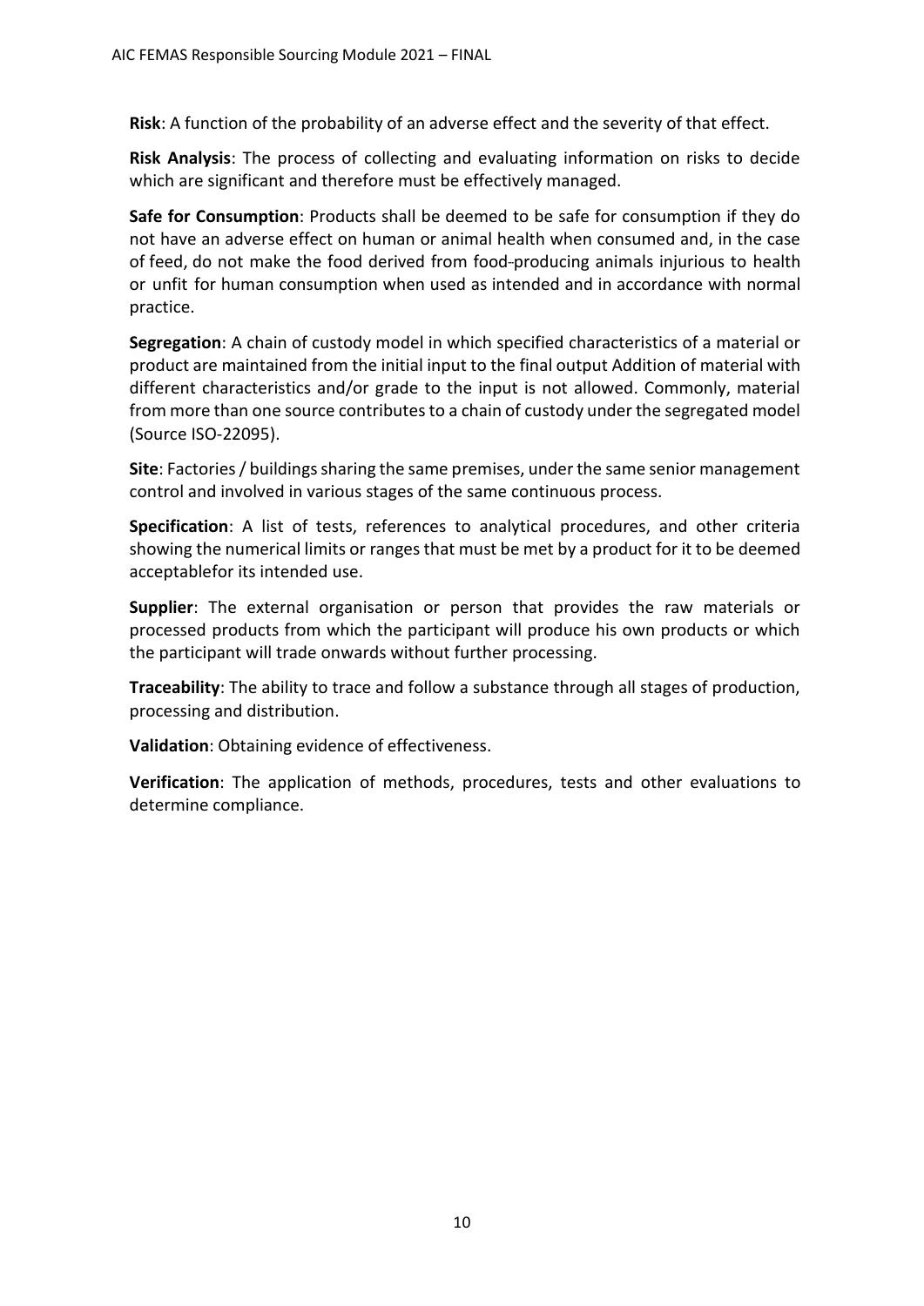**Risk**: A function of the probability of an adverse effect and the severity of that effect.

**Risk Analysis**: The process of collecting and evaluating information on risks to decide which are significant and therefore must be effectively managed.

**Safe for Consumption**: Products shall be deemed to be safe for consumption if they do not have an adverse effect on human or animal health when consumed and, in the case of feed, do not make the food derived from food-producing animals injurious to health or unfit for human consumption when used as intended and in accordance with normal practice.

**Segregation**: A chain of custody model in which specified characteristics of a material or product are maintained from the initial input to the final output Addition of material with different characteristics and/or grade to the input is not allowed. Commonly, material from more than one source contributes to a chain of custody under the segregated model (Source ISO-22095).

**Site**: Factories / buildings sharing the same premises, under the same senior management control and involved in various stages of the same continuous process.

**Specification**: A list of tests, references to analytical procedures, and other criteria showing the numerical limits or ranges that must be met by a product for it to be deemed acceptablefor its intended use.

**Supplier**: The external organisation or person that provides the raw materials or processed products from which the participant will produce his own products or which the participant will trade onwards without further processing.

**Traceability**: The ability to trace and follow a substance through all stages of production, processing and distribution.

**Validation**: Obtaining evidence of effectiveness.

**Verification**: The application of methods, procedures, tests and other evaluations to determine compliance.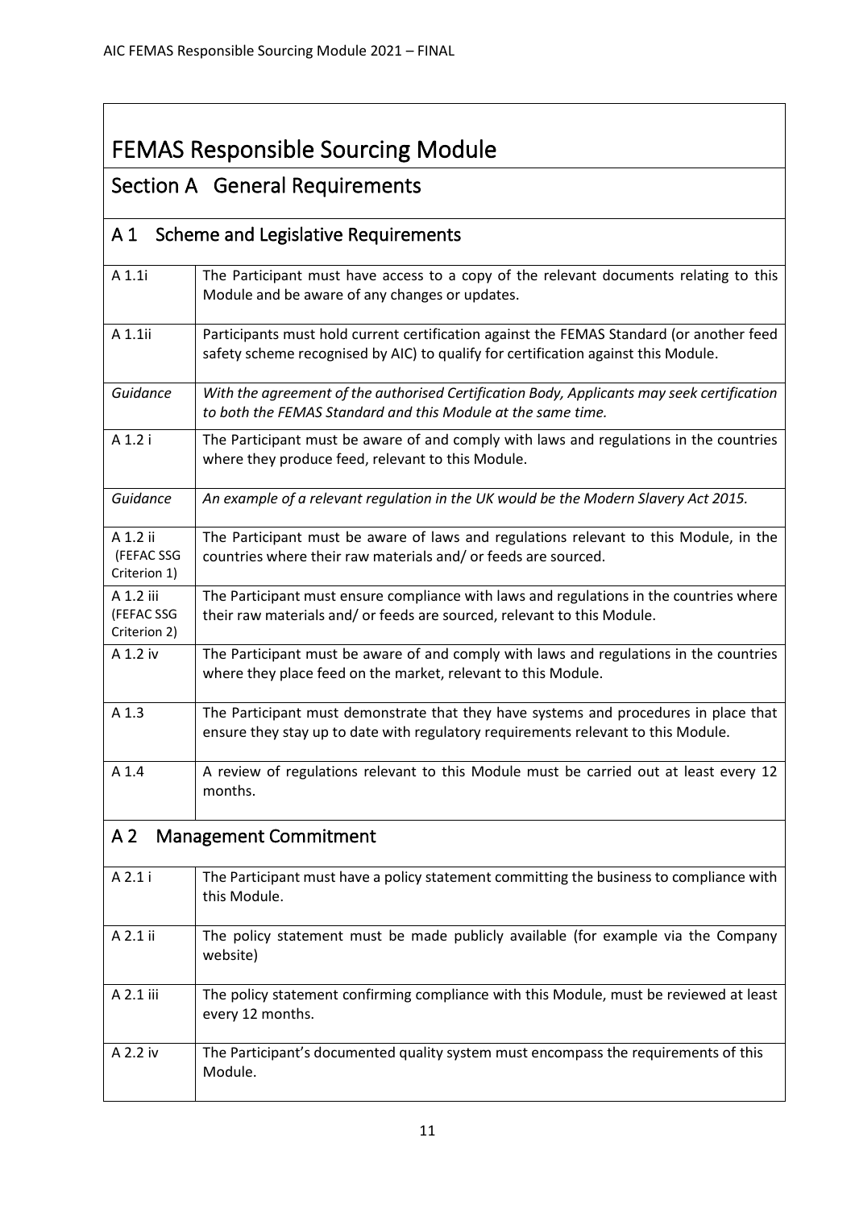# FEMAS Responsible Sourcing Module

## Section A General Requirements

### A 1 Scheme and Legislative Requirements

| | |
|---|---|
| A 1.1i | The Participant must have access to a copy of the relevant documents relating to this Module and be aware of any changes or updates. |
| A 1.1ii | Participants must hold current certification against the FEMAS Standard (or another feed safety scheme recognised by AIC) to qualify for certification against this Module. |
| *Guidance* | *With the agreement of the authorised Certification Body, Applicants may seek certification to both the FEMAS Standard and this Module at the same time.* |
| A 1.2 i | The Participant must be aware of and comply with laws and regulations in the countries where they produce feed, relevant to this Module. |
| *Guidance* | *An example of a relevant regulation in the UK would be the Modern Slavery Act 2015.* |
| A 1.2 ii (FEFAC SSG Criterion 1) | The Participant must be aware of laws and regulations relevant to this Module, in the countries where their raw materials and/ or feeds are sourced. |
| A 1.2 iii (FEFAC SSG Criterion 2) | The Participant must ensure compliance with laws and regulations in the countries where their raw materials and/ or feeds are sourced, relevant to this Module. |
| A 1.2 iv | The Participant must be aware of and comply with laws and regulations in the countries where they place feed on the market, relevant to this Module. |
| A 1.3 | The Participant must demonstrate that they have systems and procedures in place that ensure they stay up to date with regulatory requirements relevant to this Module. |
| A 1.4 | A review of regulations relevant to this Module must be carried out at least every 12 months. |

### A 2 Management Commitment

| | |
|---|---|
| A 2.1 i | The Participant must have a policy statement committing the business to compliance with this Module. |
| A 2.1 ii | The policy statement must be made publicly available (for example via the Company website) |
| A 2.1 iii | The policy statement confirming compliance with this Module, must be reviewed at least every 12 months. |
| A 2.2 iv | The Participant's documented quality system must encompass the requirements of this Module. |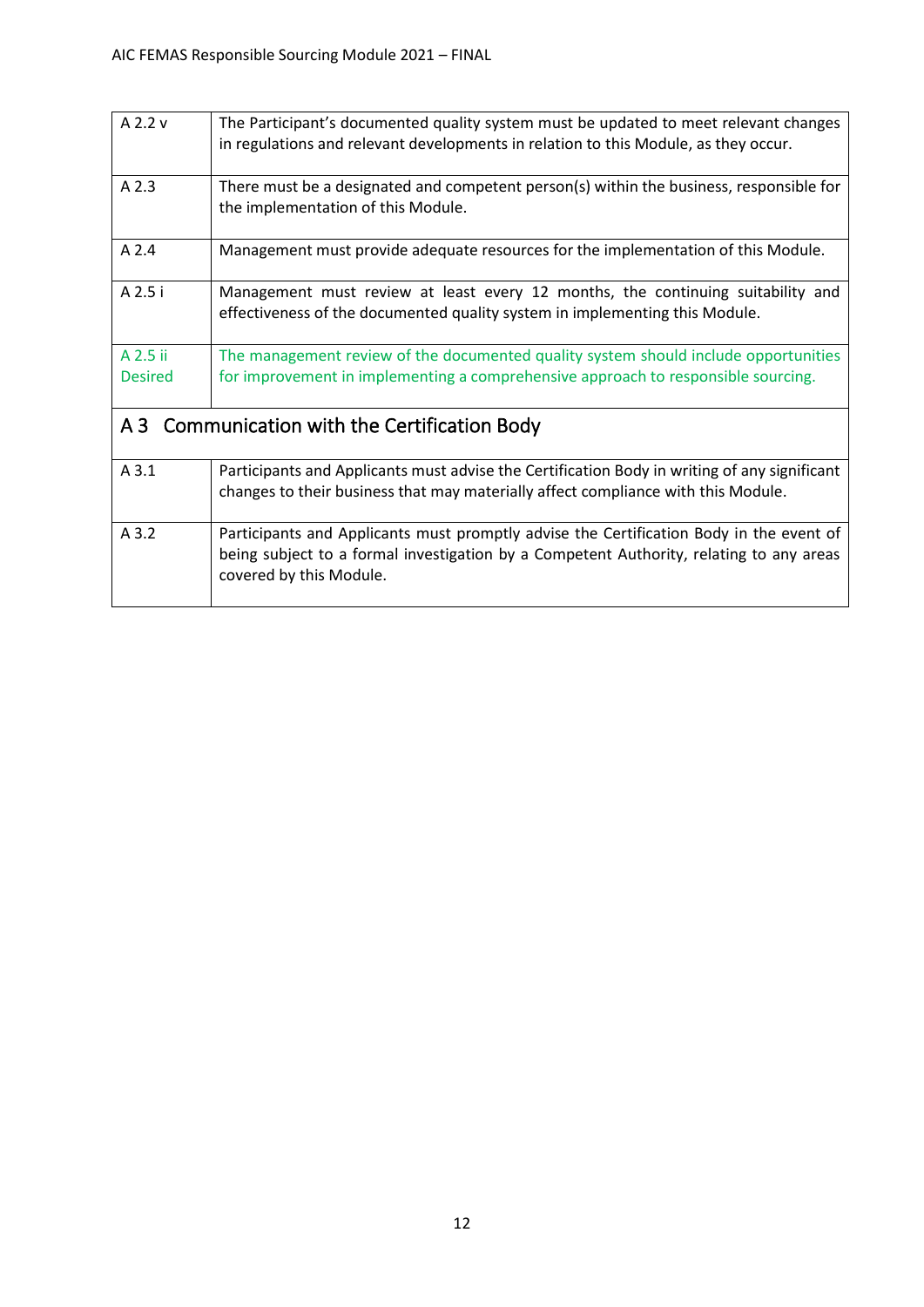| | |
|---|---|
| A 2.2 v | The Participant's documented quality system must be updated to meet relevant changes in regulations and relevant developments in relation to this Module, as they occur. |
| A 2.3 | There must be a designated and competent person(s) within the business, responsible for the implementation of this Module. |
| A 2.4 | Management must provide adequate resources for the implementation of this Module. |
| A 2.5 i | Management must review at least every 12 months, the continuing suitability and effectiveness of the documented quality system in implementing this Module. |
| A 2.5 ii Desired | The management review of the documented quality system should include opportunities for improvement in implementing a comprehensive approach to responsible sourcing. |

## A 3 Communication with the Certification Body

| | |
|---|---|
| A 3.1 | Participants and Applicants must advise the Certification Body in writing of any significant changes to their business that may materially affect compliance with this Module. |
| A 3.2 | Participants and Applicants must promptly advise the Certification Body in the event of being subject to a formal investigation by a Competent Authority, relating to any areas covered by this Module. |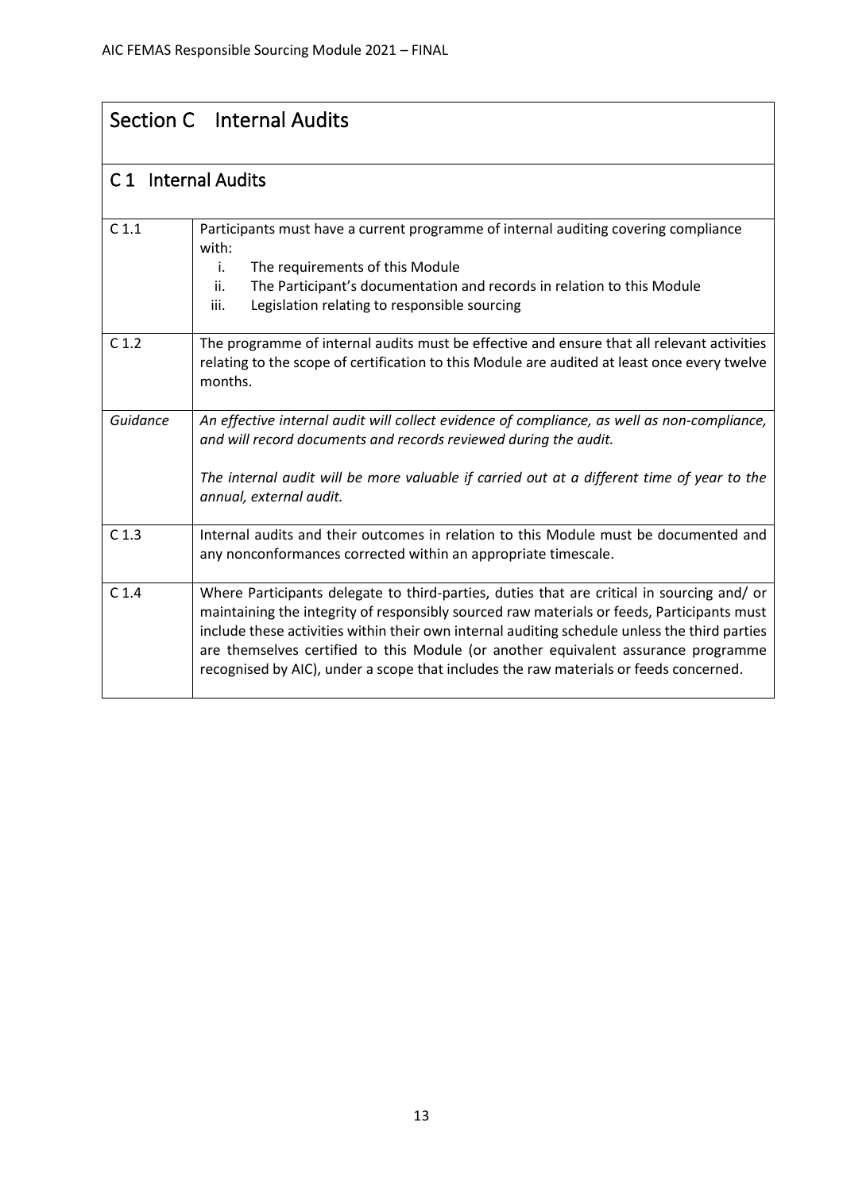## Section C Internal Audits

### C 1 Internal Audits

| | |
|---|---|
| C 1.1 | Participants must have a current programme of internal auditing covering compliance with:<br>i. The requirements of this Module<br>ii. The Participant's documentation and records in relation to this Module<br>iii. Legislation relating to responsible sourcing |
| C 1.2 | The programme of internal audits must be effective and ensure that all relevant activities relating to the scope of certification to this Module are audited at least once every twelve months. |
| *Guidance* | *An effective internal audit will collect evidence of compliance, as well as non-compliance, and will record documents and records reviewed during the audit.*<br><br>*The internal audit will be more valuable if carried out at a different time of year to the annual, external audit.* |
| C 1.3 | Internal audits and their outcomes in relation to this Module must be documented and any nonconformances corrected within an appropriate timescale. |
| C 1.4 | Where Participants delegate to third-parties, duties that are critical in sourcing and/ or maintaining the integrity of responsibly sourced raw materials or feeds, Participants must include these activities within their own internal auditing schedule unless the third parties are themselves certified to this Module (or another equivalent assurance programme recognised by AIC), under a scope that includes the raw materials or feeds concerned. |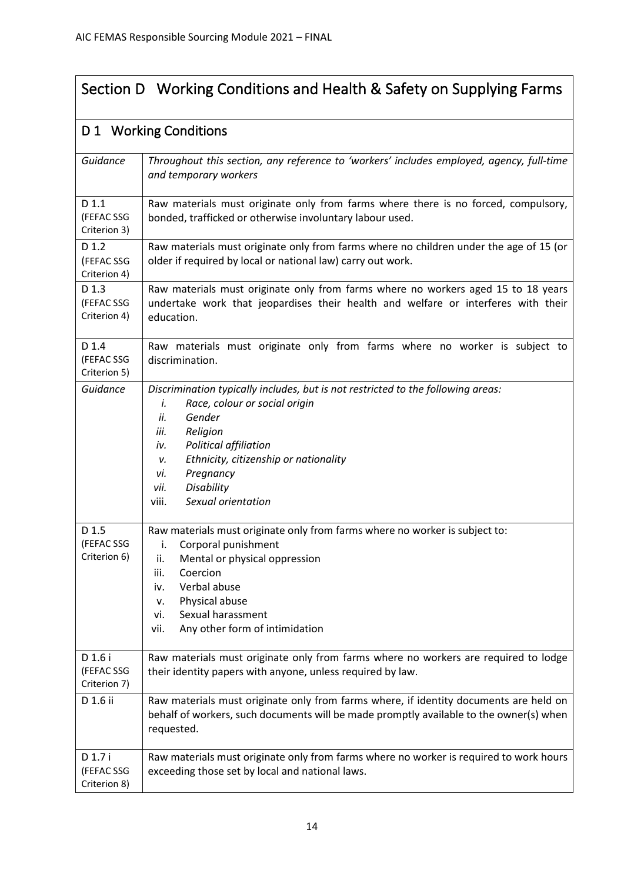## Section D Working Conditions and Health & Safety on Supplying Farms

### D 1 Working Conditions

| | |
|---|---|
| *Guidance* | *Throughout this section, any reference to 'workers' includes employed, agency, full-time and temporary workers* |
| D 1.1 (FEFAC SSG Criterion 3) | Raw materials must originate only from farms where there is no forced, compulsory, bonded, trafficked or otherwise involuntary labour used. |
| D 1.2 (FEFAC SSG Criterion 4) | Raw materials must originate only from farms where no children under the age of 15 (or older if required by local or national law) carry out work. |
| D 1.3 (FEFAC SSG Criterion 4) | Raw materials must originate only from farms where no workers aged 15 to 18 years undertake work that jeopardises their health and welfare or interferes with their education. |
| D 1.4 (FEFAC SSG Criterion 5) | Raw materials must originate only from farms where no worker is subject to discrimination. |
| *Guidance* | *Discrimination typically includes, but is not restricted to the following areas:*<br>*i. Race, colour or social origin*<br>*ii. Gender*<br>*iii. Religion*<br>*iv. Political affiliation*<br>*v. Ethnicity, citizenship or nationality*<br>*vi. Pregnancy*<br>*vii. Disability*<br>*viii. Sexual orientation* |
| D 1.5 (FEFAC SSG Criterion 6) | Raw materials must originate only from farms where no worker is subject to:<br>i. Corporal punishment<br>ii. Mental or physical oppression<br>iii. Coercion<br>iv. Verbal abuse<br>v. Physical abuse<br>vi. Sexual harassment<br>vii. Any other form of intimidation |
| D 1.6 i (FEFAC SSG Criterion 7) | Raw materials must originate only from farms where no workers are required to lodge their identity papers with anyone, unless required by law. |
| D 1.6 ii | Raw materials must originate only from farms where, if identity documents are held on behalf of workers, such documents will be made promptly available to the owner(s) when requested. |
| D 1.7 i (FEFAC SSG Criterion 8) | Raw materials must originate only from farms where no worker is required to work hours exceeding those set by local and national laws. |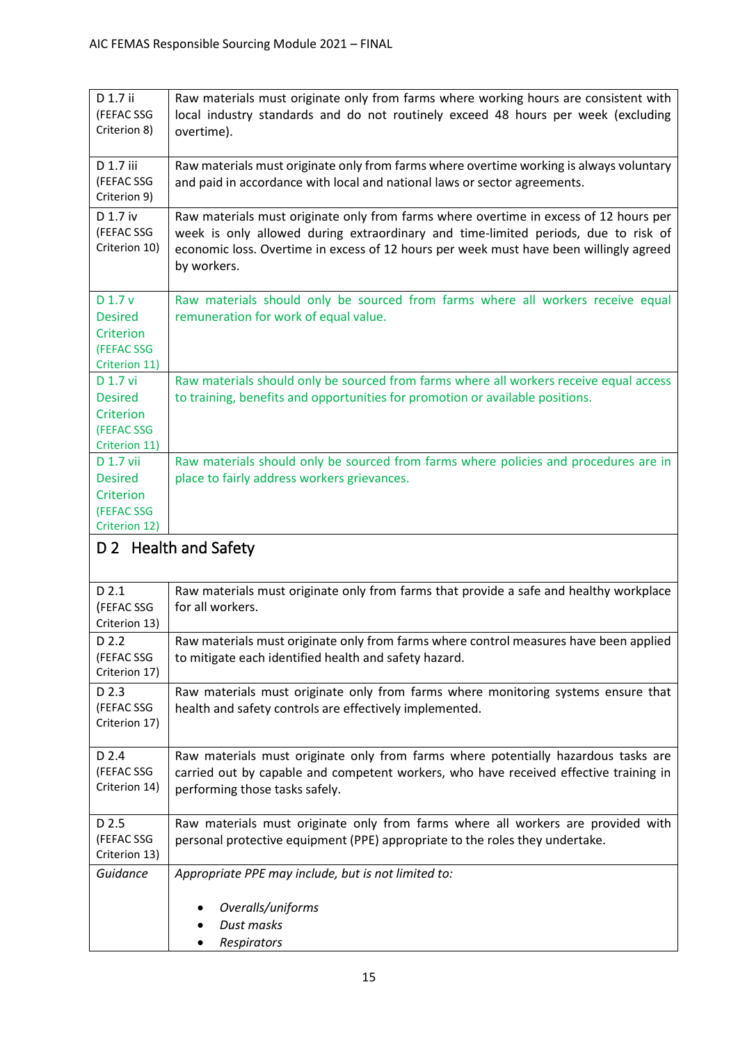| | |
|---|---|
| D 1.7 ii (FEFAC SSG Criterion 8) | Raw materials must originate only from farms where working hours are consistent with local industry standards and do not routinely exceed 48 hours per week (excluding overtime). |
| D 1.7 iii (FEFAC SSG Criterion 9) | Raw materials must originate only from farms where overtime working is always voluntary and paid in accordance with local and national laws or sector agreements. |
| D 1.7 iv (FEFAC SSG Criterion 10) | Raw materials must originate only from farms where overtime in excess of 12 hours per week is only allowed during extraordinary and time-limited periods, due to risk of economic loss. Overtime in excess of 12 hours per week must have been willingly agreed by workers. |
| D 1.7 v Desired Criterion (FEFAC SSG Criterion 11) | Raw materials should only be sourced from farms where all workers receive equal remuneration for work of equal value. |
| D 1.7 vi Desired Criterion (FEFAC SSG Criterion 11) | Raw materials should only be sourced from farms where all workers receive equal access to training, benefits and opportunities for promotion or available positions. |
| D 1.7 vii Desired Criterion (FEFAC SSG Criterion 12) | Raw materials should only be sourced from farms where policies and procedures are in place to fairly address workers grievances. |
| **D 2 Health and Safety** | |
| D 2.1 (FEFAC SSG Criterion 13) | Raw materials must originate only from farms that provide a safe and healthy workplace for all workers. |
| D 2.2 (FEFAC SSG Criterion 17) | Raw materials must originate only from farms where control measures have been applied to mitigate each identified health and safety hazard. |
| D 2.3 (FEFAC SSG Criterion 17) | Raw materials must originate only from farms where monitoring systems ensure that health and safety controls are effectively implemented. |
| D 2.4 (FEFAC SSG Criterion 14) | Raw materials must originate only from farms where potentially hazardous tasks are carried out by capable and competent workers, who have received effective training in performing those tasks safely. |
| D 2.5 (FEFAC SSG Criterion 13) | Raw materials must originate only from farms where all workers are provided with personal protective equipment (PPE) appropriate to the roles they undertake. |
| *Guidance* | *Appropriate PPE may include, but is not limited to:*<br>• *Overalls/uniforms*<br>• *Dust masks*<br>• *Respirators* |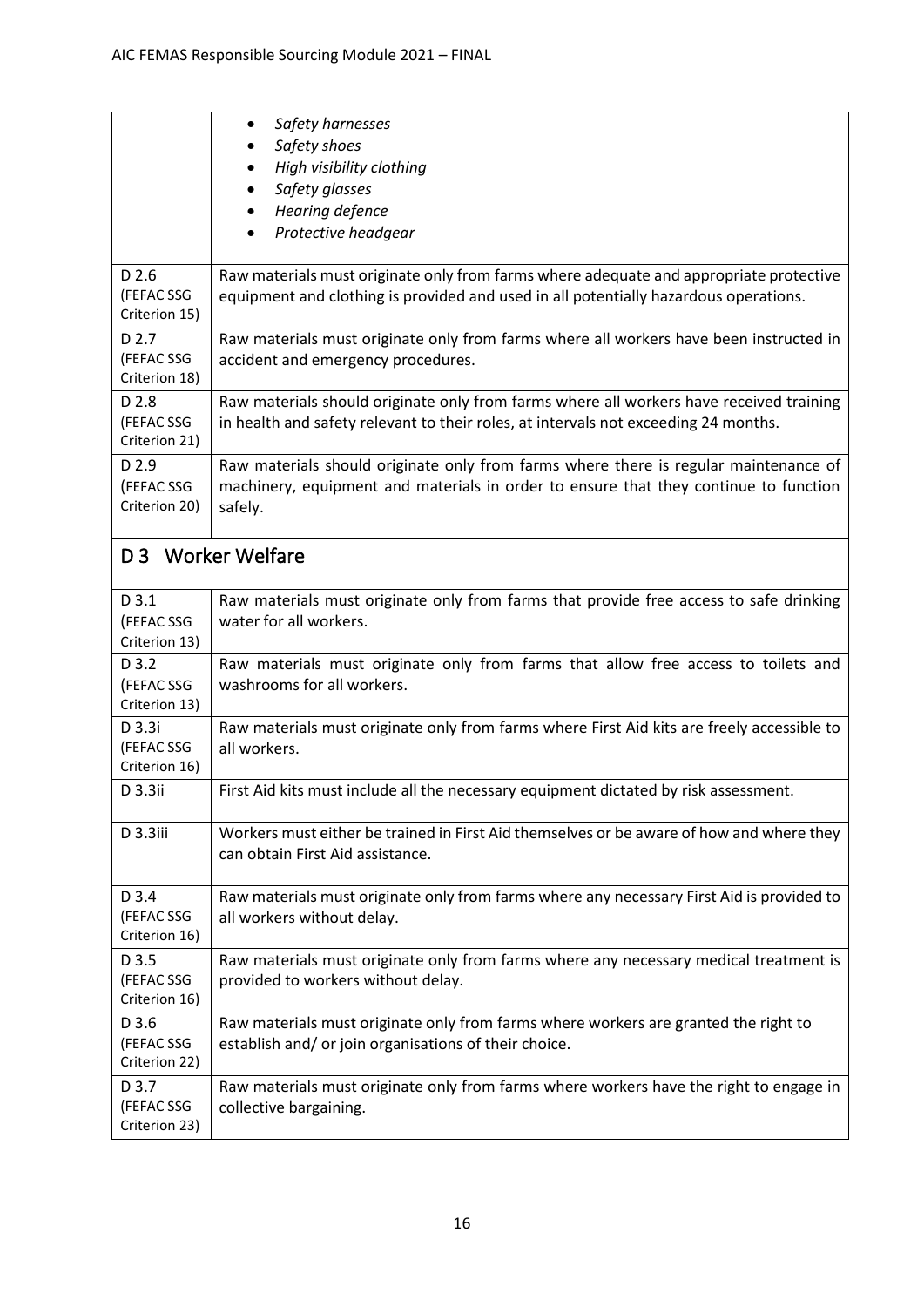| | |
|---|---|
| | - *Safety harnesses*<br>- *Safety shoes*<br>- *High visibility clothing*<br>- *Safety glasses*<br>- *Hearing defence*<br>- *Protective headgear* |
| D 2.6 (FEFAC SSG Criterion 15) | Raw materials must originate only from farms where adequate and appropriate protective equipment and clothing is provided and used in all potentially hazardous operations. |
| D 2.7 (FEFAC SSG Criterion 18) | Raw materials must originate only from farms where all workers have been instructed in accident and emergency procedures. |
| D 2.8 (FEFAC SSG Criterion 21) | Raw materials should originate only from farms where all workers have received training in health and safety relevant to their roles, at intervals not exceeding 24 months. |
| D 2.9 (FEFAC SSG Criterion 20) | Raw materials should originate only from farms where there is regular maintenance of machinery, equipment and materials in order to ensure that they continue to function safely. |

## D 3 Worker Welfare

| | |
|---|---|
| D 3.1 (FEFAC SSG Criterion 13) | Raw materials must originate only from farms that provide free access to safe drinking water for all workers. |
| D 3.2 (FEFAC SSG Criterion 13) | Raw materials must originate only from farms that allow free access to toilets and washrooms for all workers. |
| D 3.3i (FEFAC SSG Criterion 16) | Raw materials must originate only from farms where First Aid kits are freely accessible to all workers. |
| D 3.3ii | First Aid kits must include all the necessary equipment dictated by risk assessment. |
| D 3.3iii | Workers must either be trained in First Aid themselves or be aware of how and where they can obtain First Aid assistance. |
| D 3.4 (FEFAC SSG Criterion 16) | Raw materials must originate only from farms where any necessary First Aid is provided to all workers without delay. |
| D 3.5 (FEFAC SSG Criterion 16) | Raw materials must originate only from farms where any necessary medical treatment is provided to workers without delay. |
| D 3.6 (FEFAC SSG Criterion 22) | Raw materials must originate only from farms where workers are granted the right to establish and/ or join organisations of their choice. |
| D 3.7 (FEFAC SSG Criterion 23) | Raw materials must originate only from farms where workers have the right to engage in collective bargaining. |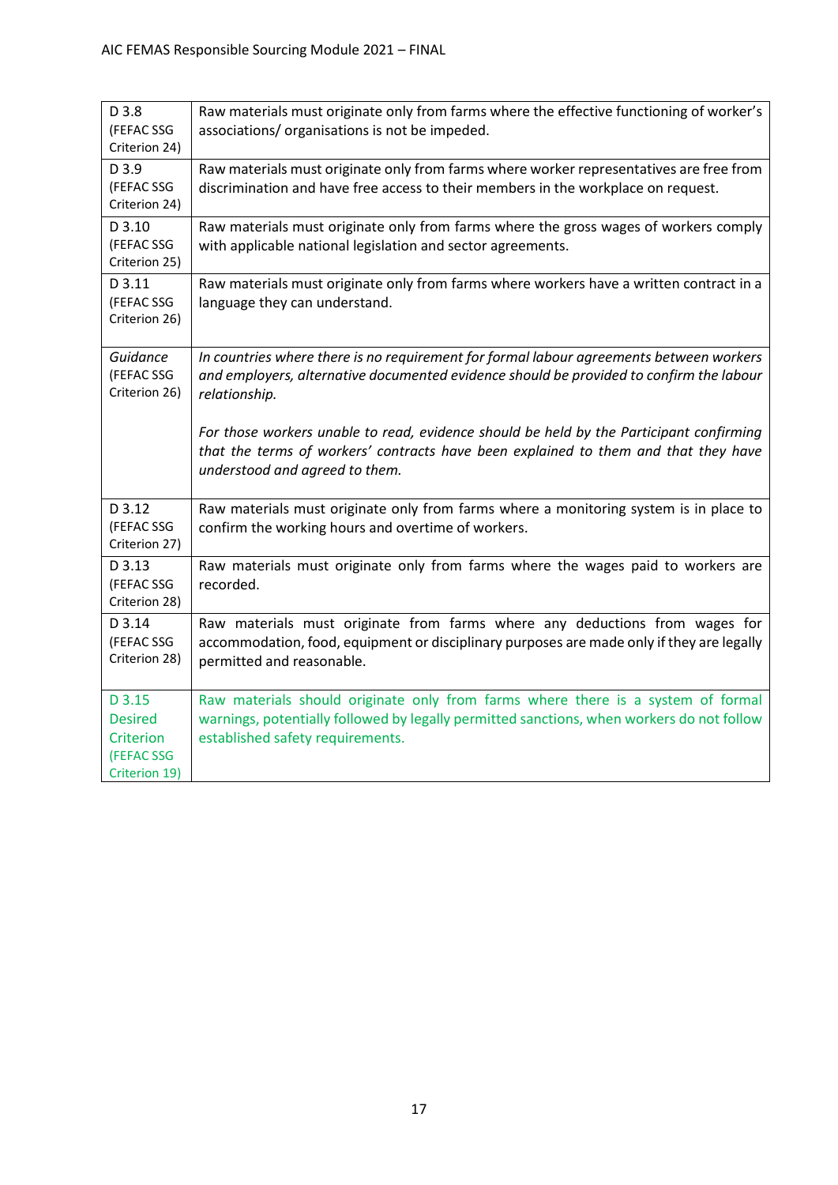| | |
|---|---|
| D 3.8 (FEFAC SSG Criterion 24) | Raw materials must originate only from farms where the effective functioning of worker's associations/ organisations is not be impeded. |
| D 3.9 (FEFAC SSG Criterion 24) | Raw materials must originate only from farms where worker representatives are free from discrimination and have free access to their members in the workplace on request. |
| D 3.10 (FEFAC SSG Criterion 25) | Raw materials must originate only from farms where the gross wages of workers comply with applicable national legislation and sector agreements. |
| D 3.11 (FEFAC SSG Criterion 26) | Raw materials must originate only from farms where workers have a written contract in a language they can understand. |
| *Guidance* (FEFAC SSG Criterion 26) | *In countries where there is no requirement for formal labour agreements between workers and employers, alternative documented evidence should be provided to confirm the labour relationship.*<br><br>*For those workers unable to read, evidence should be held by the Participant confirming that the terms of workers' contracts have been explained to them and that they have understood and agreed to them.* |
| D 3.12 (FEFAC SSG Criterion 27) | Raw materials must originate only from farms where a monitoring system is in place to confirm the working hours and overtime of workers. |
| D 3.13 (FEFAC SSG Criterion 28) | Raw materials must originate only from farms where the wages paid to workers are recorded. |
| D 3.14 (FEFAC SSG Criterion 28) | Raw materials must originate from farms where any deductions from wages for accommodation, food, equipment or disciplinary purposes are made only if they are legally permitted and reasonable. |
| D 3.15 Desired Criterion (FEFAC SSG Criterion 19) | Raw materials should originate only from farms where there is a system of formal warnings, potentially followed by legally permitted sanctions, when workers do not follow established safety requirements. |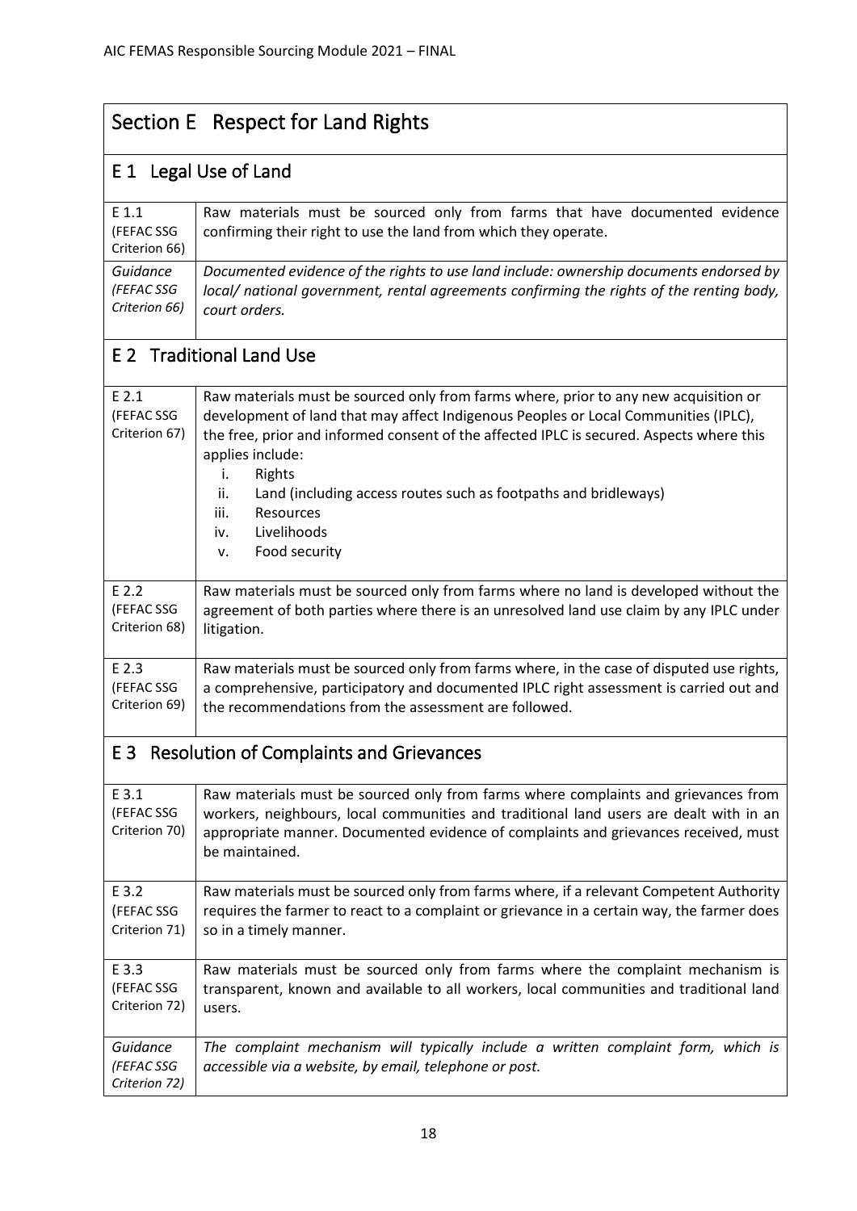## Section E Respect for Land Rights

### E 1 Legal Use of Land

| | |
|---|---|
| E 1.1 (FEFAC SSG Criterion 66) | Raw materials must be sourced only from farms that have documented evidence confirming their right to use the land from which they operate. |
| *Guidance (FEFAC SSG Criterion 66)* | *Documented evidence of the rights to use land include: ownership documents endorsed by local/ national government, rental agreements confirming the rights of the renting body, court orders.* |

### E 2 Traditional Land Use

| | |
|---|---|
| E 2.1 (FEFAC SSG Criterion 67) | Raw materials must be sourced only from farms where, prior to any new acquisition or development of land that may affect Indigenous Peoples or Local Communities (IPLC), the free, prior and informed consent of the affected IPLC is secured. Aspects where this applies include:<br>i. Rights<br>ii. Land (including access routes such as footpaths and bridleways)<br>iii. Resources<br>iv. Livelihoods<br>v. Food security |
| E 2.2 (FEFAC SSG Criterion 68) | Raw materials must be sourced only from farms where no land is developed without the agreement of both parties where there is an unresolved land use claim by any IPLC under litigation. |
| E 2.3 (FEFAC SSG Criterion 69) | Raw materials must be sourced only from farms where, in the case of disputed use rights, a comprehensive, participatory and documented IPLC right assessment is carried out and the recommendations from the assessment are followed. |

### E 3 Resolution of Complaints and Grievances

| | |
|---|---|
| E 3.1 (FEFAC SSG Criterion 70) | Raw materials must be sourced only from farms where complaints and grievances from workers, neighbours, local communities and traditional land users are dealt with in an appropriate manner. Documented evidence of complaints and grievances received, must be maintained. |
| E 3.2 (FEFAC SSG Criterion 71) | Raw materials must be sourced only from farms where, if a relevant Competent Authority requires the farmer to react to a complaint or grievance in a certain way, the farmer does so in a timely manner. |
| E 3.3 (FEFAC SSG Criterion 72) | Raw materials must be sourced only from farms where the complaint mechanism is transparent, known and available to all workers, local communities and traditional land users. |
| *Guidance (FEFAC SSG Criterion 72)* | *The complaint mechanism will typically include a written complaint form, which is accessible via a website, by email, telephone or post.* |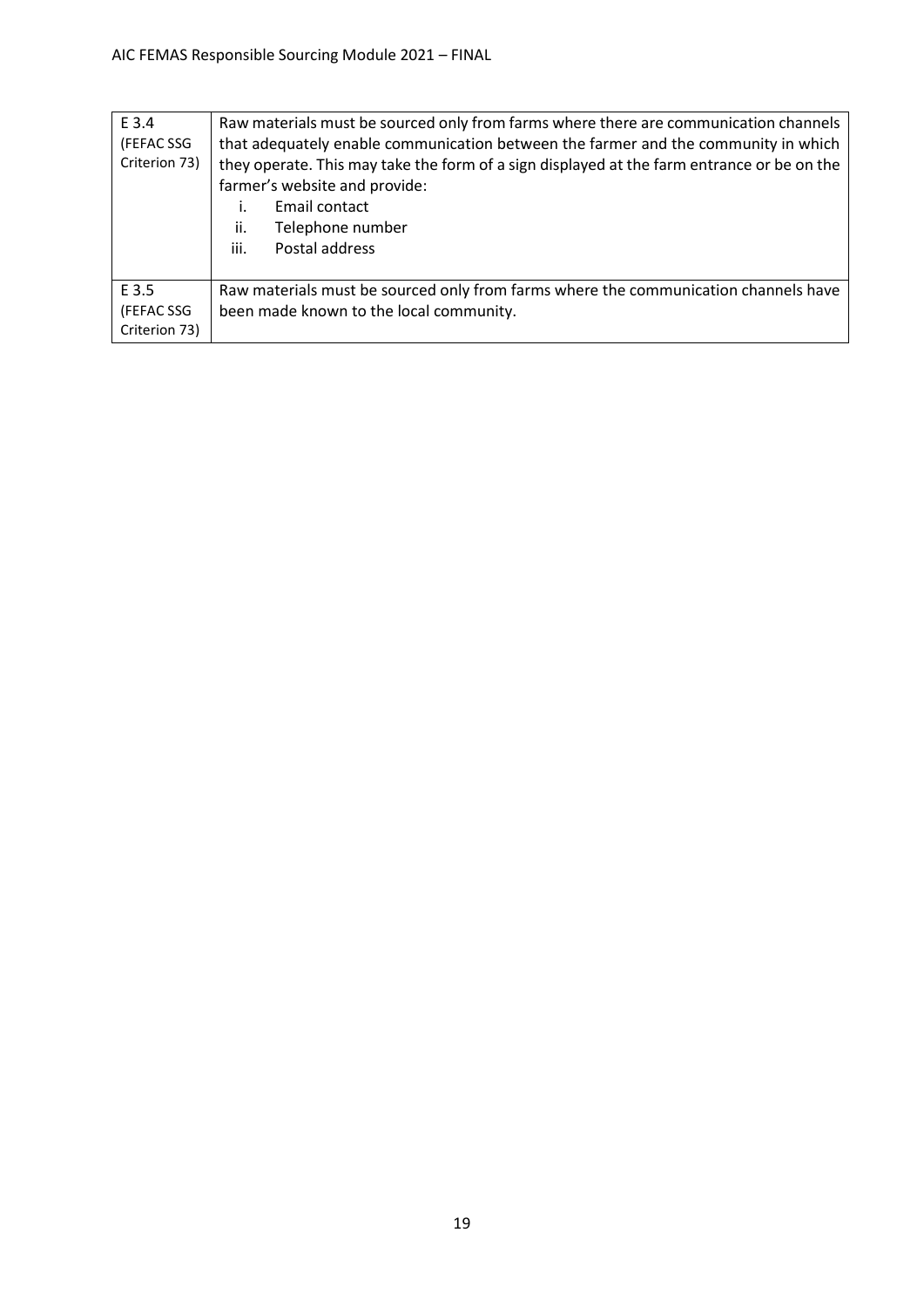| | |
|---|---|
| E 3.4 (FEFAC SSG Criterion 73) | Raw materials must be sourced only from farms where there are communication channels that adequately enable communication between the farmer and the community in which they operate. This may take the form of a sign displayed at the farm entrance or be on the farmer's website and provide:<br>i. Email contact<br>ii. Telephone number<br>iii. Postal address |
| E 3.5 (FEFAC SSG Criterion 73) | Raw materials must be sourced only from farms where the communication channels have been made known to the local community. |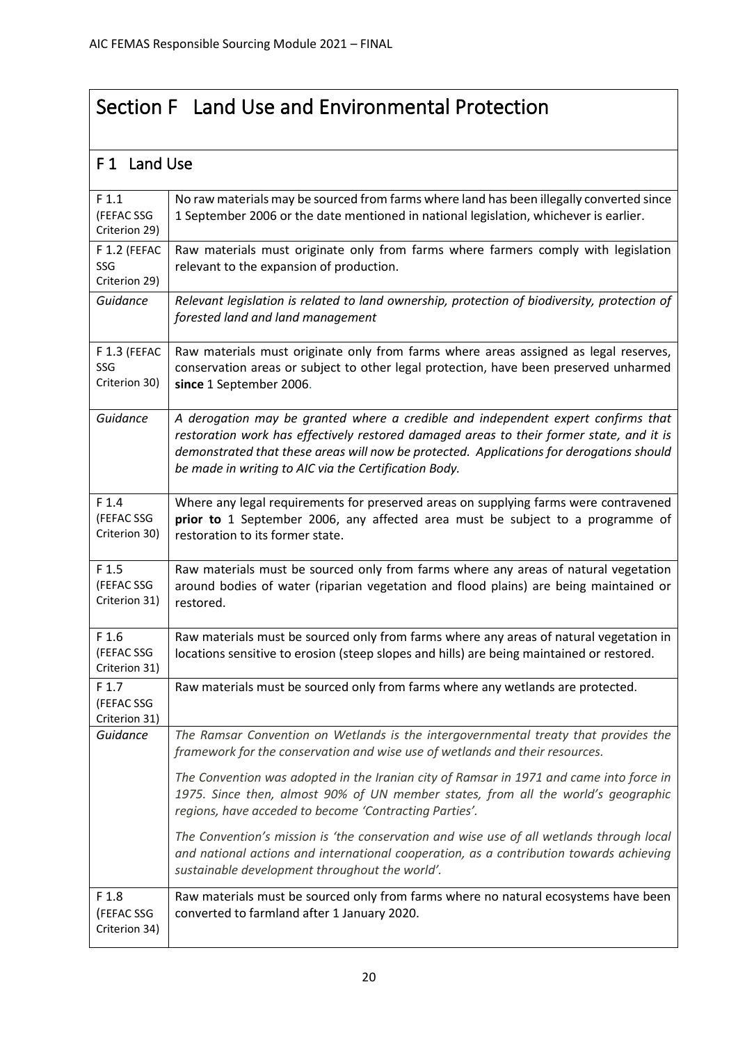# Section F Land Use and Environmental Protection

## F 1 Land Use

| | |
|---|---|
| F 1.1 (FEFAC SSG Criterion 29) | No raw materials may be sourced from farms where land has been illegally converted since 1 September 2006 or the date mentioned in national legislation, whichever is earlier. |
| F 1.2 (FEFAC SSG Criterion 29) | Raw materials must originate only from farms where farmers comply with legislation relevant to the expansion of production. |
| *Guidance* | *Relevant legislation is related to land ownership, protection of biodiversity, protection of forested land and land management* |
| F 1.3 (FEFAC SSG Criterion 30) | Raw materials must originate only from farms where areas assigned as legal reserves, conservation areas or subject to other legal protection, have been preserved unharmed **since** 1 September 2006. |
| *Guidance* | *A derogation may be granted where a credible and independent expert confirms that restoration work has effectively restored damaged areas to their former state, and it is demonstrated that these areas will now be protected. Applications for derogations should be made in writing to AIC via the Certification Body.* |
| F 1.4 (FEFAC SSG Criterion 30) | Where any legal requirements for preserved areas on supplying farms were contravened **prior to** 1 September 2006, any affected area must be subject to a programme of restoration to its former state. |
| F 1.5 (FEFAC SSG Criterion 31) | Raw materials must be sourced only from farms where any areas of natural vegetation around bodies of water (riparian vegetation and flood plains) are being maintained or restored. |
| F 1.6 (FEFAC SSG Criterion 31) | Raw materials must be sourced only from farms where any areas of natural vegetation in locations sensitive to erosion (steep slopes and hills) are being maintained or restored. |
| F 1.7 (FEFAC SSG Criterion 31) | Raw materials must be sourced only from farms where any wetlands are protected. |
| *Guidance* | *The Ramsar Convention on Wetlands is the intergovernmental treaty that provides the framework for the conservation and wise use of wetlands and their resources.*<br><br>*The Convention was adopted in the Iranian city of Ramsar in 1971 and came into force in 1975. Since then, almost 90% of UN member states, from all the world's geographic regions, have acceded to become 'Contracting Parties'.*<br><br>*The Convention's mission is 'the conservation and wise use of all wetlands through local and national actions and international cooperation, as a contribution towards achieving sustainable development throughout the world'.* |
| F 1.8 (FEFAC SSG Criterion 34) | Raw materials must be sourced only from farms where no natural ecosystems have been converted to farmland after 1 January 2020. |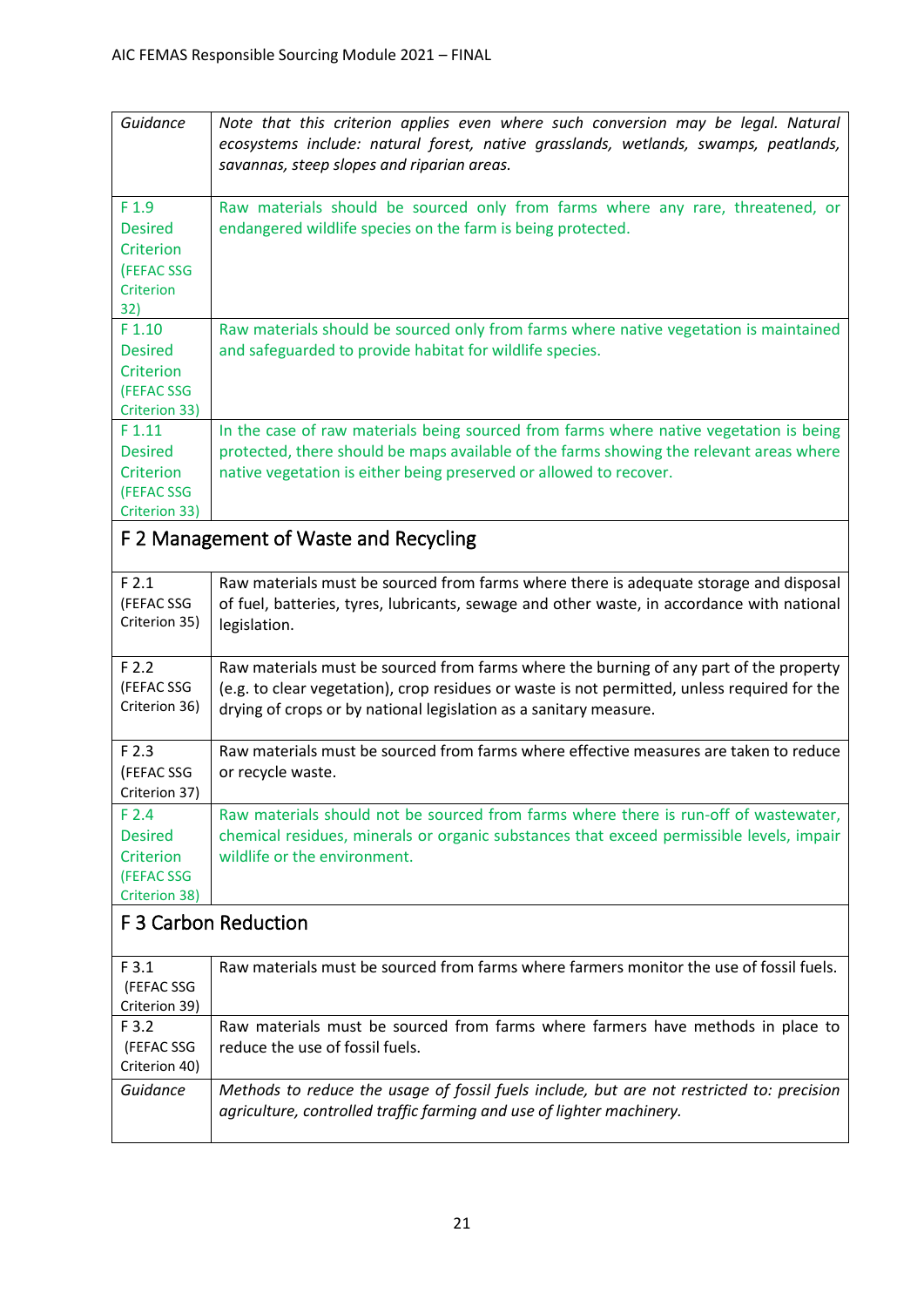| | |
|---|---|
| *Guidance* | *Note that this criterion applies even where such conversion may be legal. Natural ecosystems include: natural forest, native grasslands, wetlands, swamps, peatlands, savannas, steep slopes and riparian areas.* |
| F 1.9 Desired Criterion (FEFAC SSG Criterion 32) | Raw materials should be sourced only from farms where any rare, threatened, or endangered wildlife species on the farm is being protected. |
| F 1.10 Desired Criterion (FEFAC SSG Criterion 33) | Raw materials should be sourced only from farms where native vegetation is maintained and safeguarded to provide habitat for wildlife species. |
| F 1.11 Desired Criterion (FEFAC SSG Criterion 33) | In the case of raw materials being sourced from farms where native vegetation is being protected, there should be maps available of the farms showing the relevant areas where native vegetation is either being preserved or allowed to recover. |
| **F 2 Management of Waste and Recycling** | |
| F 2.1 (FEFAC SSG Criterion 35) | Raw materials must be sourced from farms where there is adequate storage and disposal of fuel, batteries, tyres, lubricants, sewage and other waste, in accordance with national legislation. |
| F 2.2 (FEFAC SSG Criterion 36) | Raw materials must be sourced from farms where the burning of any part of the property (e.g. to clear vegetation), crop residues or waste is not permitted, unless required for the drying of crops or by national legislation as a sanitary measure. |
| F 2.3 (FEFAC SSG Criterion 37) | Raw materials must be sourced from farms where effective measures are taken to reduce or recycle waste. |
| F 2.4 Desired Criterion (FEFAC SSG Criterion 38) | Raw materials should not be sourced from farms where there is run-off of wastewater, chemical residues, minerals or organic substances that exceed permissible levels, impair wildlife or the environment. |
| **F 3 Carbon Reduction** | |
| F 3.1 (FEFAC SSG Criterion 39) | Raw materials must be sourced from farms where farmers monitor the use of fossil fuels. |
| F 3.2 (FEFAC SSG Criterion 40) | Raw materials must be sourced from farms where farmers have methods in place to reduce the use of fossil fuels. |
| *Guidance* | *Methods to reduce the usage of fossil fuels include, but are not restricted to: precision agriculture, controlled traffic farming and use of lighter machinery.* |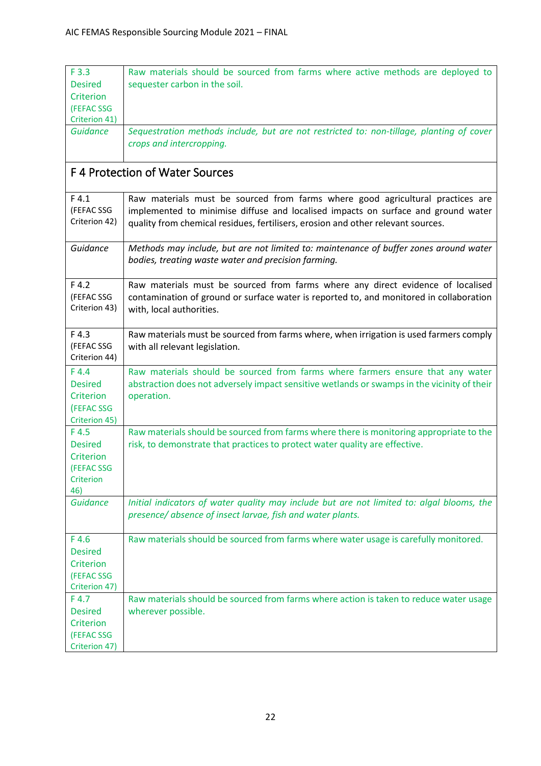| | |
|---|---|
| F 3.3 Desired Criterion (FEFAC SSG Criterion 41) | Raw materials should be sourced from farms where active methods are deployed to sequester carbon in the soil. |
| *Guidance* | *Sequestration methods include, but are not restricted to: non-tillage, planting of cover crops and intercropping.* |

## F 4 Protection of Water Sources

| | |
|---|---|
| F 4.1 (FEFAC SSG Criterion 42) | Raw materials must be sourced from farms where good agricultural practices are implemented to minimise diffuse and localised impacts on surface and ground water quality from chemical residues, fertilisers, erosion and other relevant sources. |
| *Guidance* | *Methods may include, but are not limited to: maintenance of buffer zones around water bodies, treating waste water and precision farming.* |
| F 4.2 (FEFAC SSG Criterion 43) | Raw materials must be sourced from farms where any direct evidence of localised contamination of ground or surface water is reported to, and monitored in collaboration with, local authorities. |
| F 4.3 (FEFAC SSG Criterion 44) | Raw materials must be sourced from farms where, when irrigation is used farmers comply with all relevant legislation. |
| F 4.4 Desired Criterion (FEFAC SSG Criterion 45) | Raw materials should be sourced from farms where farmers ensure that any water abstraction does not adversely impact sensitive wetlands or swamps in the vicinity of their operation. |
| F 4.5 Desired Criterion (FEFAC SSG Criterion 46) | Raw materials should be sourced from farms where there is monitoring appropriate to the risk, to demonstrate that practices to protect water quality are effective. |
| *Guidance* | *Initial indicators of water quality may include but are not limited to: algal blooms, the presence/ absence of insect larvae, fish and water plants.* |
| F 4.6 Desired Criterion (FEFAC SSG Criterion 47) | Raw materials should be sourced from farms where water usage is carefully monitored. |
| F 4.7 Desired Criterion (FEFAC SSG Criterion 47) | Raw materials should be sourced from farms where action is taken to reduce water usage wherever possible. |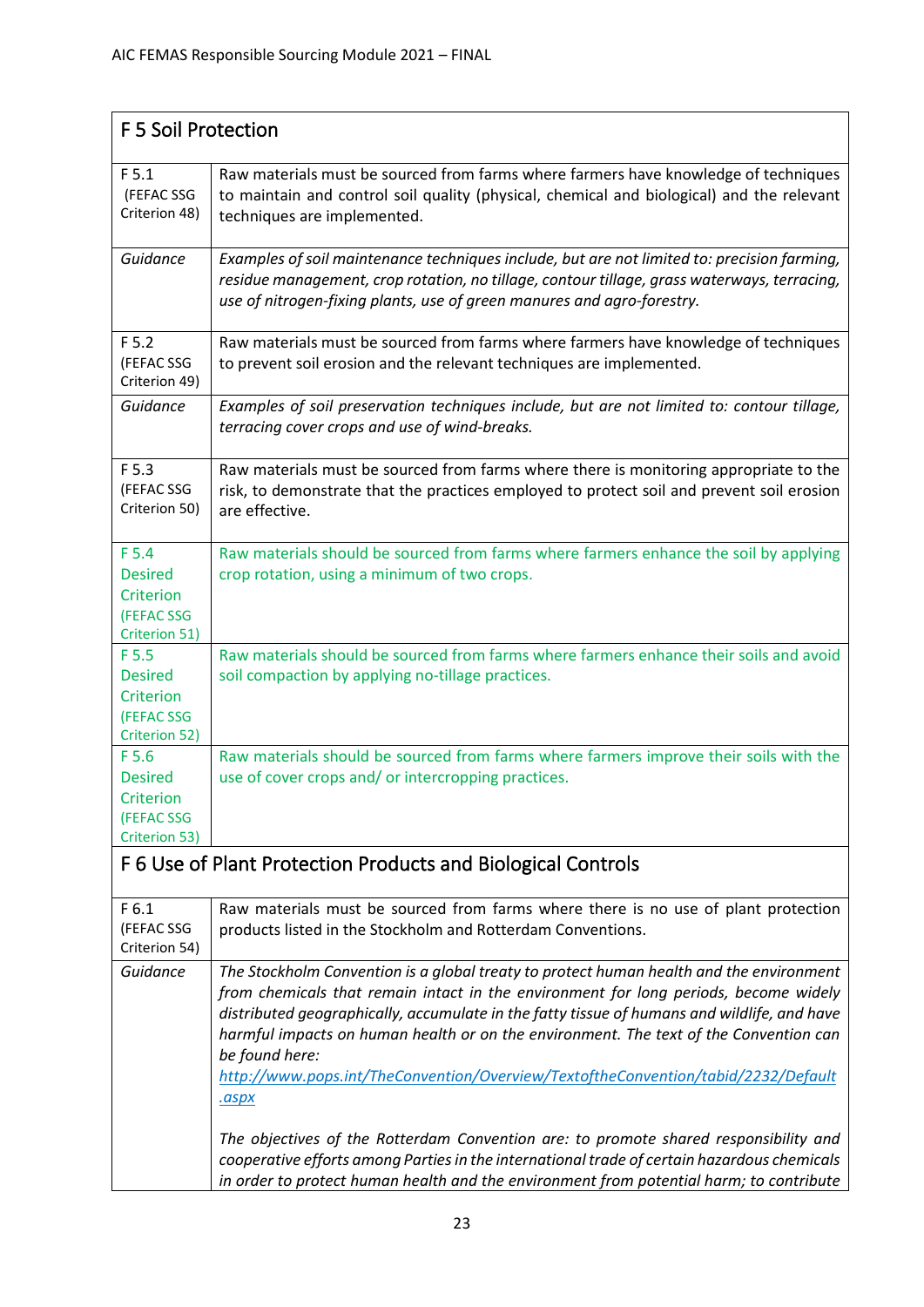| F 5 Soil Protection | |
|---|---|
| F 5.1 (FEFAC SSG Criterion 48) | Raw materials must be sourced from farms where farmers have knowledge of techniques to maintain and control soil quality (physical, chemical and biological) and the relevant techniques are implemented. |
| *Guidance* | *Examples of soil maintenance techniques include, but are not limited to: precision farming, residue management, crop rotation, no tillage, contour tillage, grass waterways, terracing, use of nitrogen-fixing plants, use of green manures and agro-forestry.* |
| F 5.2 (FEFAC SSG Criterion 49) | Raw materials must be sourced from farms where farmers have knowledge of techniques to prevent soil erosion and the relevant techniques are implemented. |
| *Guidance* | *Examples of soil preservation techniques include, but are not limited to: contour tillage, terracing cover crops and use of wind-breaks.* |
| F 5.3 (FEFAC SSG Criterion 50) | Raw materials must be sourced from farms where there is monitoring appropriate to the risk, to demonstrate that the practices employed to protect soil and prevent soil erosion are effective. |
| F 5.4 Desired Criterion (FEFAC SSG Criterion 51) | Raw materials should be sourced from farms where farmers enhance the soil by applying crop rotation, using a minimum of two crops. |
| F 5.5 Desired Criterion (FEFAC SSG Criterion 52) | Raw materials should be sourced from farms where farmers enhance their soils and avoid soil compaction by applying no-tillage practices. |
| F 5.6 Desired Criterion (FEFAC SSG Criterion 53) | Raw materials should be sourced from farms where farmers improve their soils with the use of cover crops and/ or intercropping practices. |
| **F 6 Use of Plant Protection Products and Biological Controls** | |
| F 6.1 (FEFAC SSG Criterion 54) | Raw materials must be sourced from farms where there is no use of plant protection products listed in the Stockholm and Rotterdam Conventions. |
| *Guidance* | *The Stockholm Convention is a global treaty to protect human health and the environment from chemicals that remain intact in the environment for long periods, become widely distributed geographically, accumulate in the fatty tissue of humans and wildlife, and have harmful impacts on human health or on the environment. The text of the Convention can be found here:* *http://www.pops.int/TheConvention/Overview/TextoftheConvention/tabid/2232/Default.aspx* <br><br> *The objectives of the Rotterdam Convention are: to promote shared responsibility and cooperative efforts among Parties in the international trade of certain hazardous chemicals in order to protect human health and the environment from potential harm; to contribute* |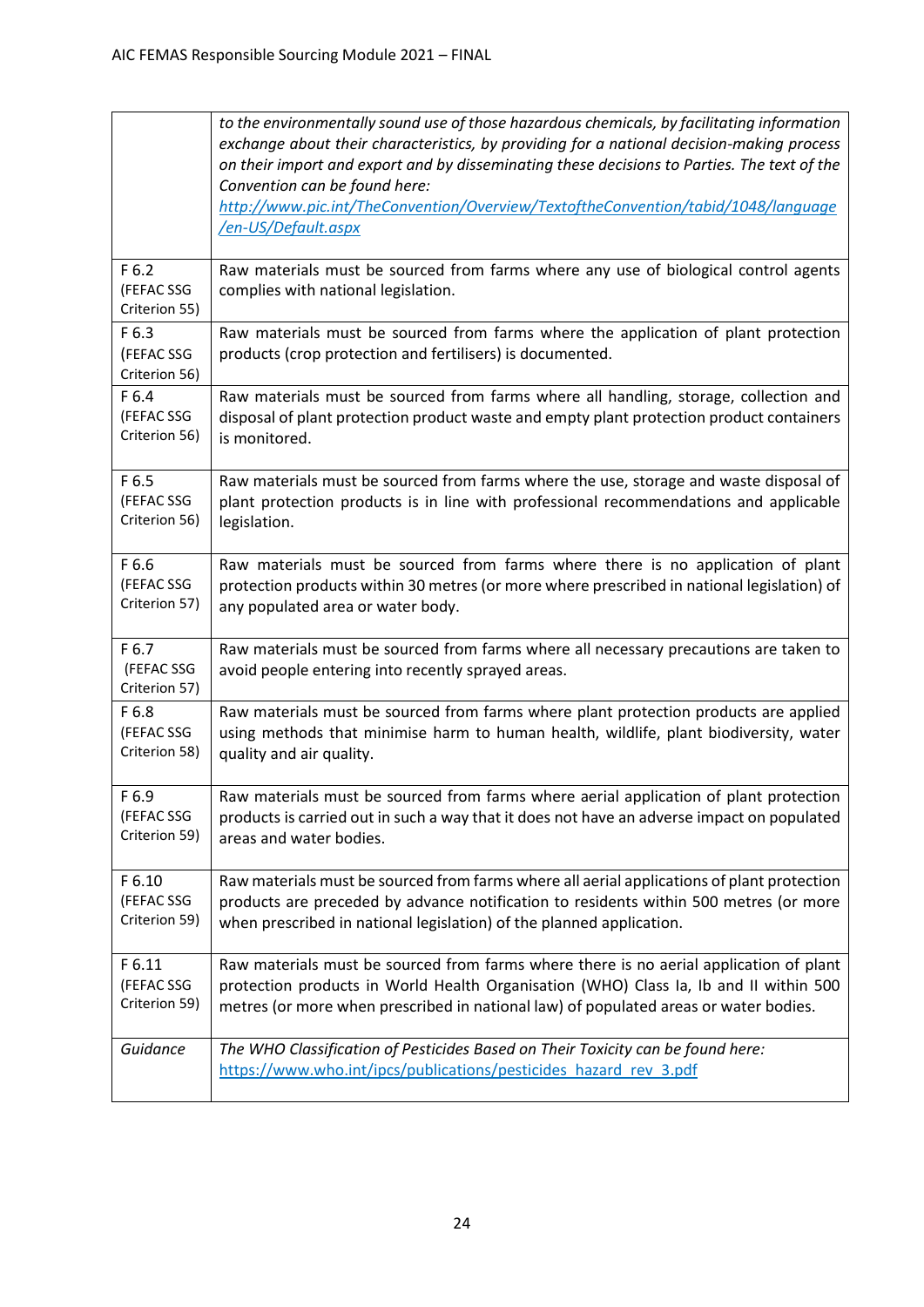| | |
|---|---|
| | *to the environmentally sound use of those hazardous chemicals, by facilitating information exchange about their characteristics, by providing for a national decision-making process on their import and export and by disseminating these decisions to Parties. The text of the Convention can be found here:* *http://www.pic.int/TheConvention/Overview/TextoftheConvention/tabid/1048/language/en-US/Default.aspx* |
| F 6.2 (FEFAC SSG Criterion 55) | Raw materials must be sourced from farms where any use of biological control agents complies with national legislation. |
| F 6.3 (FEFAC SSG Criterion 56) | Raw materials must be sourced from farms where the application of plant protection products (crop protection and fertilisers) is documented. |
| F 6.4 (FEFAC SSG Criterion 56) | Raw materials must be sourced from farms where all handling, storage, collection and disposal of plant protection product waste and empty plant protection product containers is monitored. |
| F 6.5 (FEFAC SSG Criterion 56) | Raw materials must be sourced from farms where the use, storage and waste disposal of plant protection products is in line with professional recommendations and applicable legislation. |
| F 6.6 (FEFAC SSG Criterion 57) | Raw materials must be sourced from farms where there is no application of plant protection products within 30 metres (or more where prescribed in national legislation) of any populated area or water body. |
| F 6.7 (FEFAC SSG Criterion 57) | Raw materials must be sourced from farms where all necessary precautions are taken to avoid people entering into recently sprayed areas. |
| F 6.8 (FEFAC SSG Criterion 58) | Raw materials must be sourced from farms where plant protection products are applied using methods that minimise harm to human health, wildlife, plant biodiversity, water quality and air quality. |
| F 6.9 (FEFAC SSG Criterion 59) | Raw materials must be sourced from farms where aerial application of plant protection products is carried out in such a way that it does not have an adverse impact on populated areas and water bodies. |
| F 6.10 (FEFAC SSG Criterion 59) | Raw materials must be sourced from farms where all aerial applications of plant protection products are preceded by advance notification to residents within 500 metres (or more when prescribed in national legislation) of the planned application. |
| F 6.11 (FEFAC SSG Criterion 59) | Raw materials must be sourced from farms where there is no aerial application of plant protection products in World Health Organisation (WHO) Class Ia, Ib and II within 500 metres (or more when prescribed in national law) of populated areas or water bodies. |
| *Guidance* | *The WHO Classification of Pesticides Based on Their Toxicity can be found here:* https://www.who.int/ipcs/publications/pesticides_hazard_rev_3.pdf |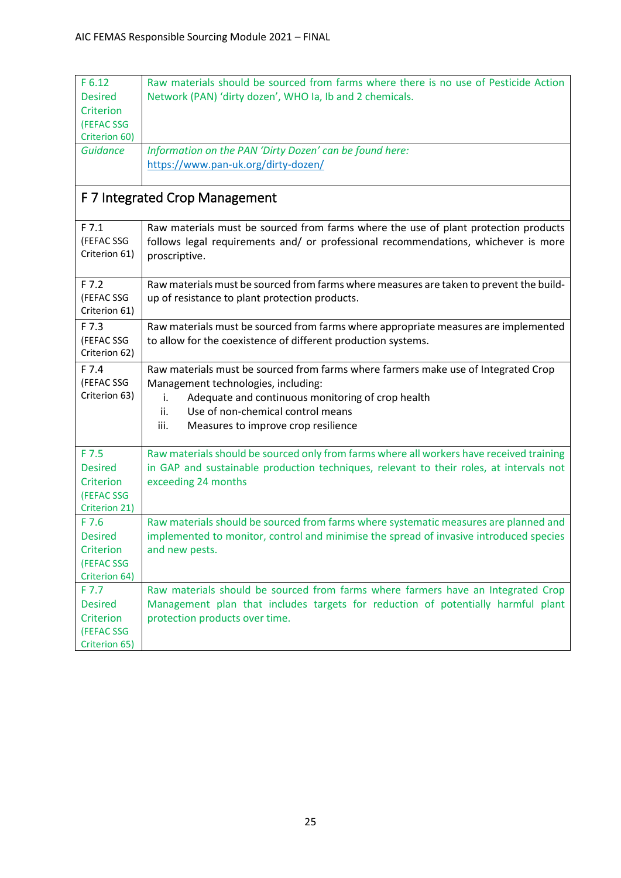| | |
|---|---|
| F 6.12 Desired Criterion (FEFAC SSG Criterion 60) | Raw materials should be sourced from farms where there is no use of Pesticide Action Network (PAN) 'dirty dozen', WHO Ia, Ib and 2 chemicals. |
| *Guidance* | *Information on the PAN 'Dirty Dozen' can be found here:* [https://www.pan-uk.org/dirty-dozen/](https://www.pan-uk.org/dirty-dozen/) |
| **F 7 Integrated Crop Management** | |
| F 7.1 (FEFAC SSG Criterion 61) | Raw materials must be sourced from farms where the use of plant protection products follows legal requirements and/ or professional recommendations, whichever is more proscriptive. |
| F 7.2 (FEFAC SSG Criterion 61) | Raw materials must be sourced from farms where measures are taken to prevent the build-up of resistance to plant protection products. |
| F 7.3 (FEFAC SSG Criterion 62) | Raw materials must be sourced from farms where appropriate measures are implemented to allow for the coexistence of different production systems. |
| F 7.4 (FEFAC SSG Criterion 63) | Raw materials must be sourced from farms where farmers make use of Integrated Crop Management technologies, including: i. Adequate and continuous monitoring of crop health ii. Use of non-chemical control means iii. Measures to improve crop resilience |
| F 7.5 Desired Criterion (FEFAC SSG Criterion 21) | Raw materials should be sourced only from farms where all workers have received training in GAP and sustainable production techniques, relevant to their roles, at intervals not exceeding 24 months |
| F 7.6 Desired Criterion (FEFAC SSG Criterion 64) | Raw materials should be sourced from farms where systematic measures are planned and implemented to monitor, control and minimise the spread of invasive introduced species and new pests. |
| F 7.7 Desired Criterion (FEFAC SSG Criterion 65) | Raw materials should be sourced from farms where farmers have an Integrated Crop Management plan that includes targets for reduction of potentially harmful plant protection products over time. |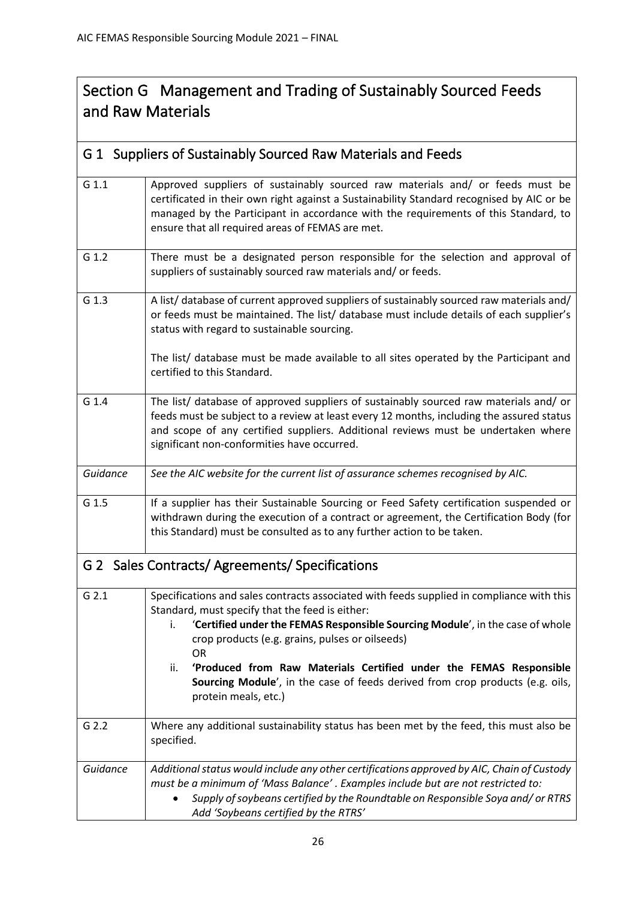# Section G Management and Trading of Sustainably Sourced Feeds and Raw Materials

## G 1 Suppliers of Sustainably Sourced Raw Materials and Feeds

| | |
|---|---|
| G 1.1 | Approved suppliers of sustainably sourced raw materials and/ or feeds must be certificated in their own right against a Sustainability Standard recognised by AIC or be managed by the Participant in accordance with the requirements of this Standard, to ensure that all required areas of FEMAS are met. |
| G 1.2 | There must be a designated person responsible for the selection and approval of suppliers of sustainably sourced raw materials and/ or feeds. |
| G 1.3 | A list/ database of current approved suppliers of sustainably sourced raw materials and/ or feeds must be maintained. The list/ database must include details of each supplier's status with regard to sustainable sourcing.<br><br>The list/ database must be made available to all sites operated by the Participant and certified to this Standard. |
| G 1.4 | The list/ database of approved suppliers of sustainably sourced raw materials and/ or feeds must be subject to a review at least every 12 months, including the assured status and scope of any certified suppliers. Additional reviews must be undertaken where significant non-conformities have occurred. |
| *Guidance* | *See the AIC website for the current list of assurance schemes recognised by AIC.* |
| G 1.5 | If a supplier has their Sustainable Sourcing or Feed Safety certification suspended or withdrawn during the execution of a contract or agreement, the Certification Body (for this Standard) must be consulted as to any further action to be taken. |

## G 2 Sales Contracts/ Agreements/ Specifications

| | |
|---|---|
| G 2.1 | Specifications and sales contracts associated with feeds supplied in compliance with this Standard, must specify that the feed is either:<br>i. '**Certified under the FEMAS Responsible Sourcing Module**', in the case of whole crop products (e.g. grains, pulses or oilseeds)<br>OR<br>ii. **'Produced from Raw Materials Certified under the FEMAS Responsible Sourcing Module**', in the case of feeds derived from crop products (e.g. oils, protein meals, etc.) |
| G 2.2 | Where any additional sustainability status has been met by the feed, this must also be specified. |
| *Guidance* | *Additional status would include any other certifications approved by AIC, Chain of Custody must be a minimum of 'Mass Balance' . Examples include but are not restricted to:*<br>• *Supply of soybeans certified by the Roundtable on Responsible Soya and/ or RTRS Add 'Soybeans certified by the RTRS'* |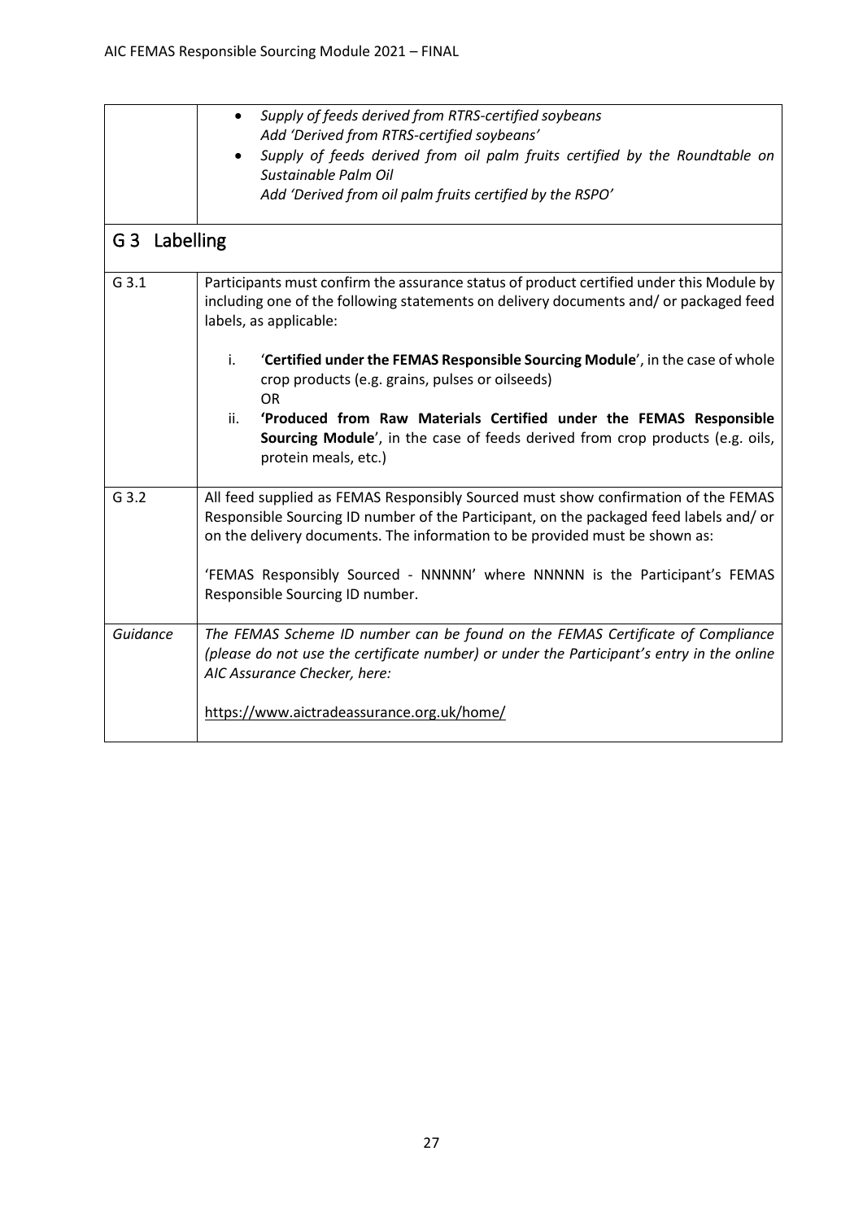| | |
|---|---|
| | • *Supply of feeds derived from RTRS-certified soybeans*<br>*Add 'Derived from RTRS-certified soybeans'*<br>• *Supply of feeds derived from oil palm fruits certified by the Roundtable on Sustainable Palm Oil*<br>*Add 'Derived from oil palm fruits certified by the RSPO'* |

## G 3 Labelling

| | |
|---|---|
| G 3.1 | Participants must confirm the assurance status of product certified under this Module by including one of the following statements on delivery documents and/ or packaged feed labels, as applicable:<br><br>i. '**Certified under the FEMAS Responsible Sourcing Module**', in the case of whole crop products (e.g. grains, pulses or oilseeds)<br>OR<br>ii. **'Produced from Raw Materials Certified under the FEMAS Responsible Sourcing Module**', in the case of feeds derived from crop products (e.g. oils, protein meals, etc.) |
| G 3.2 | All feed supplied as FEMAS Responsibly Sourced must show confirmation of the FEMAS Responsible Sourcing ID number of the Participant, on the packaged feed labels and/ or on the delivery documents. The information to be provided must be shown as:<br><br>'FEMAS Responsibly Sourced - NNNNN' where NNNNN is the Participant's FEMAS Responsible Sourcing ID number. |
| *Guidance* | *The FEMAS Scheme ID number can be found on the FEMAS Certificate of Compliance (please do not use the certificate number) or under the Participant's entry in the online AIC Assurance Checker, here:*<br><br>https://www.aictradeassurance.org.uk/home/ |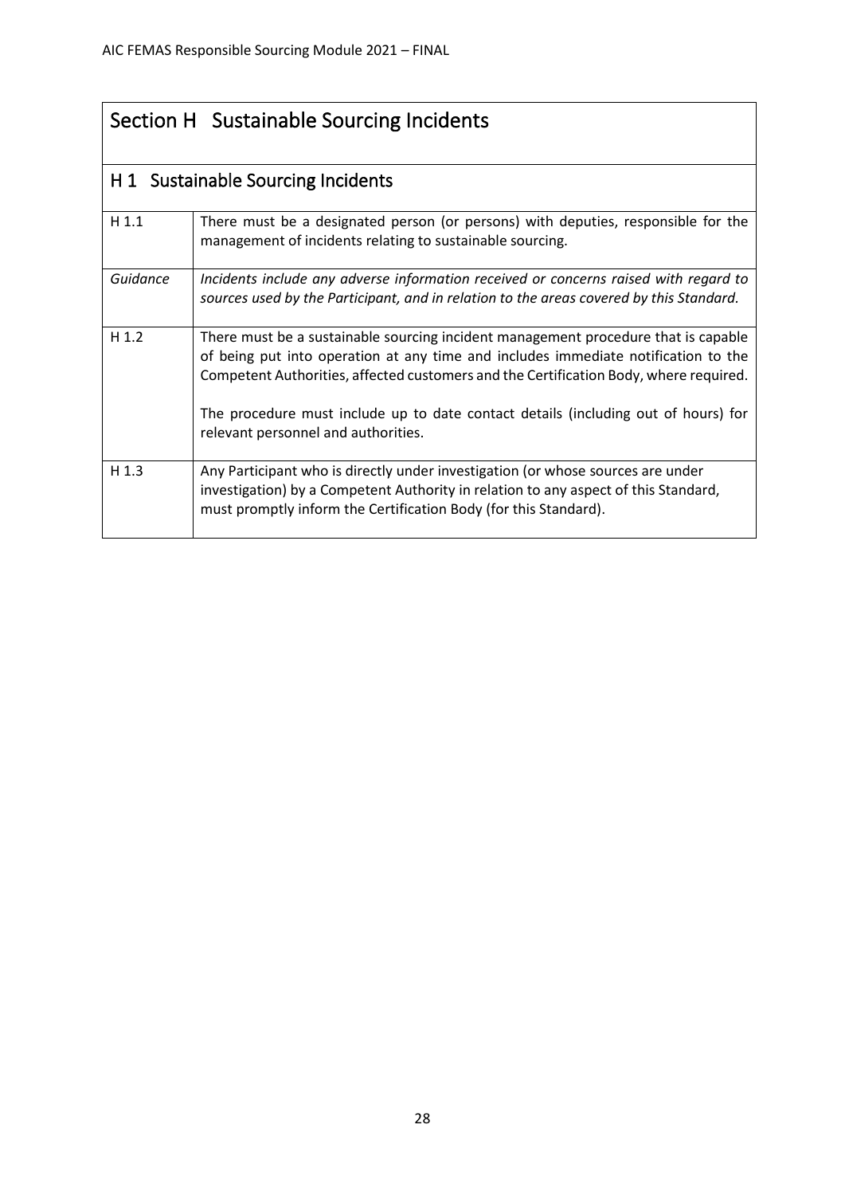## Section H Sustainable Sourcing Incidents

### H 1 Sustainable Sourcing Incidents

| | |
|---|---|
| H 1.1 | There must be a designated person (or persons) with deputies, responsible for the management of incidents relating to sustainable sourcing. |
| *Guidance* | *Incidents include any adverse information received or concerns raised with regard to sources used by the Participant, and in relation to the areas covered by this Standard.* |
| H 1.2 | There must be a sustainable sourcing incident management procedure that is capable of being put into operation at any time and includes immediate notification to the Competent Authorities, affected customers and the Certification Body, where required.<br><br>The procedure must include up to date contact details (including out of hours) for relevant personnel and authorities. |
| H 1.3 | Any Participant who is directly under investigation (or whose sources are under investigation) by a Competent Authority in relation to any aspect of this Standard, must promptly inform the Certification Body (for this Standard). |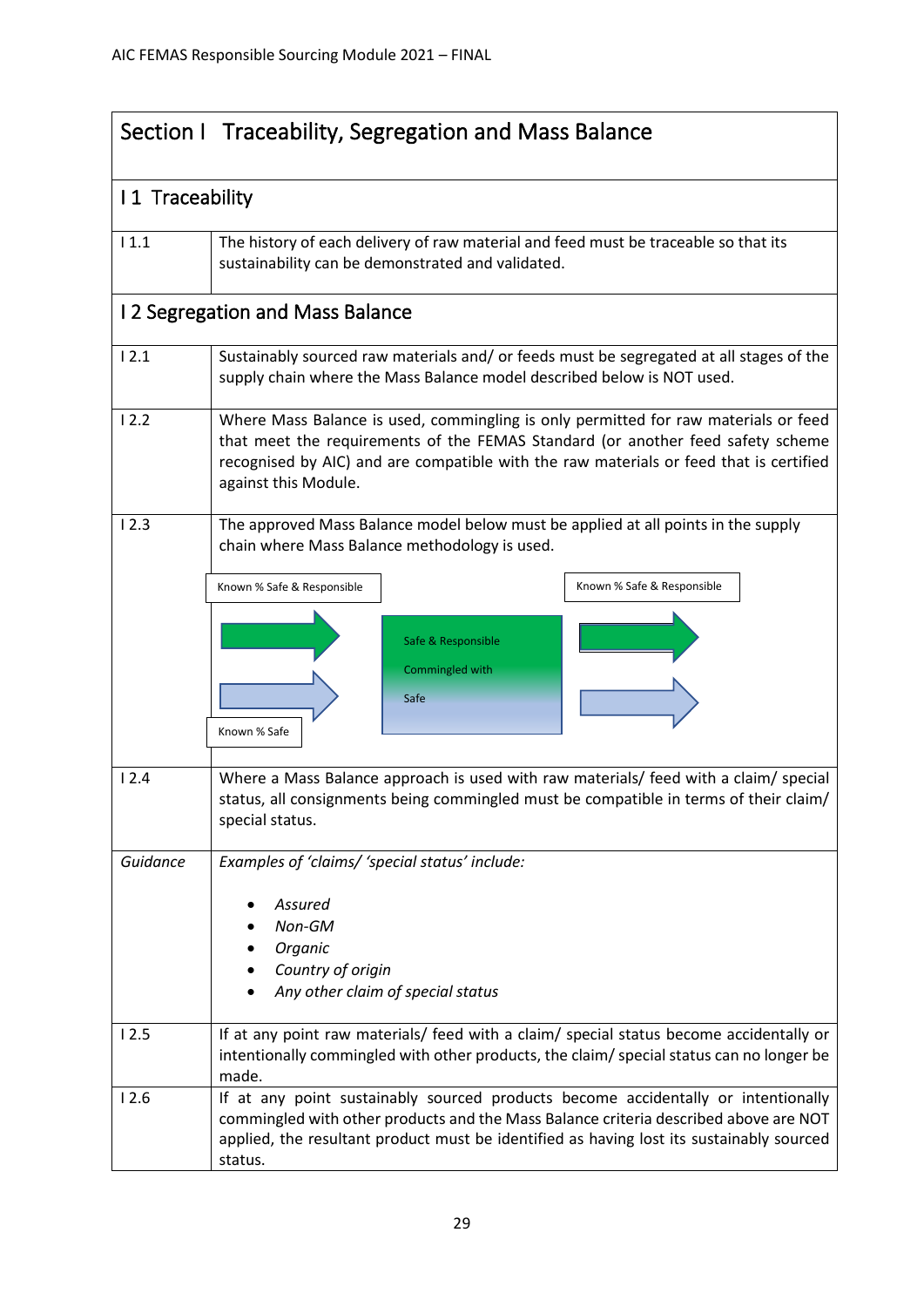## Section I Traceability, Segregation and Mass Balance

### I 1 Traceability

| | |
|---|---|
| I 1.1 | The history of each delivery of raw material and feed must be traceable so that its sustainability can be demonstrated and validated. |

### I 2 Segregation and Mass Balance

| | |
|---|---|
| I 2.1 | Sustainably sourced raw materials and/ or feeds must be segregated at all stages of the supply chain where the Mass Balance model described below is NOT used. |
| I 2.2 | Where Mass Balance is used, commingling is only permitted for raw materials or feed that meet the requirements of the FEMAS Standard (or another feed safety scheme recognised by AIC) and are compatible with the raw materials or feed that is certified against this Module. |
| I 2.3 | The approved Mass Balance model below must be applied at all points in the supply chain where Mass Balance methodology is used.<br><br>Known % Safe & Responsible<br>Known % Safe<br>Safe & Responsible Commingled with Safe<br>Known % Safe & Responsible |
| I 2.4 | Where a Mass Balance approach is used with raw materials/ feed with a claim/ special status, all consignments being commingled must be compatible in terms of their claim/ special status. |
| *Guidance* | *Examples of 'claims/ 'special status' include:*<br><br>• *Assured*<br>• *Non-GM*<br>• *Organic*<br>• *Country of origin*<br>• *Any other claim of special status* |
| I 2.5 | If at any point raw materials/ feed with a claim/ special status become accidentally or intentionally commingled with other products, the claim/ special status can no longer be made. |
| I 2.6 | If at any point sustainably sourced products become accidentally or intentionally commingled with other products and the Mass Balance criteria described above are NOT applied, the resultant product must be identified as having lost its sustainably sourced status. |